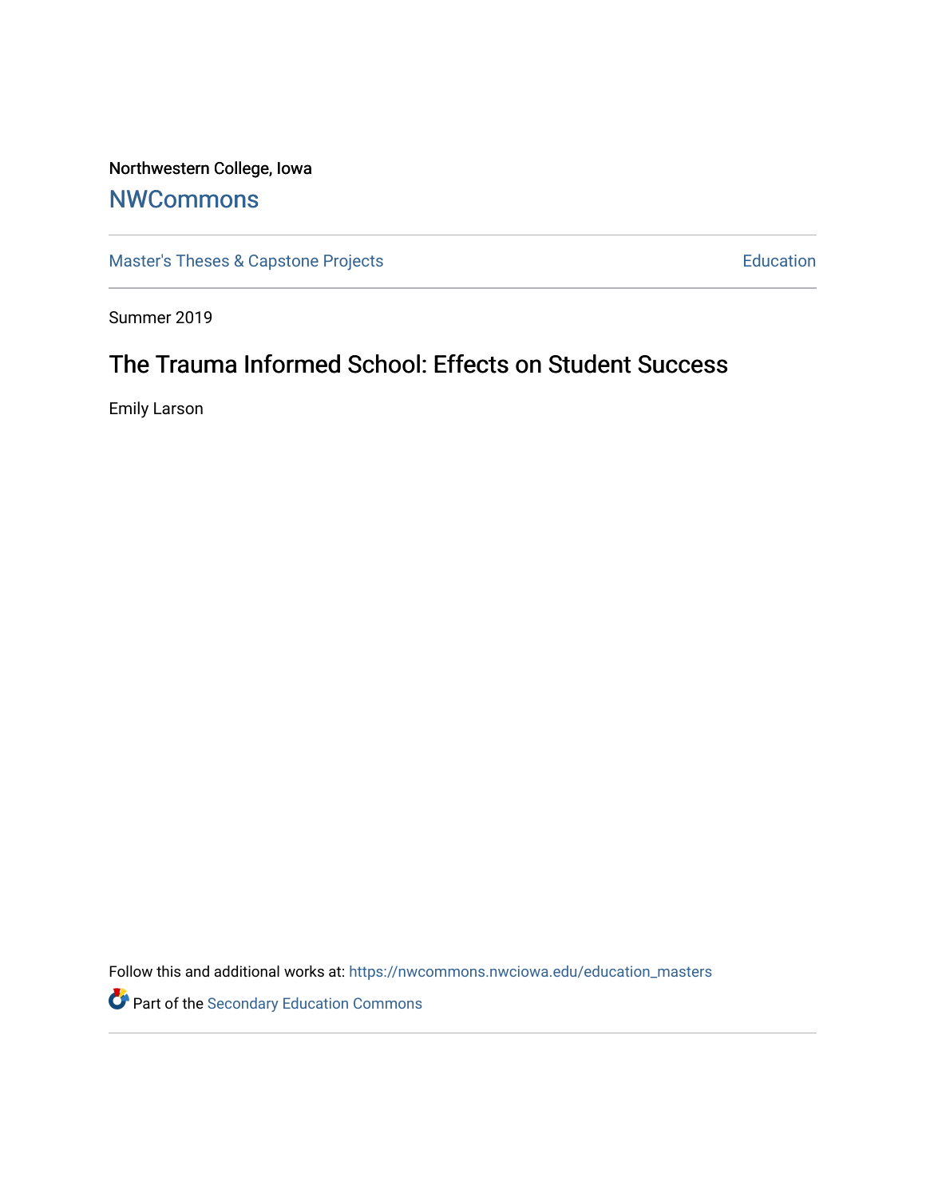Northwestern College, Iowa

## NWCommons

Master's Theses & Capstone Projects

Education

Summer 2019

# The Trauma Informed School: Effects on Student Success

Emily Larson

Follow this and additional works at: https://nwcommons.nwciowa.edu/education_masters

Part of the Secondary Education Commons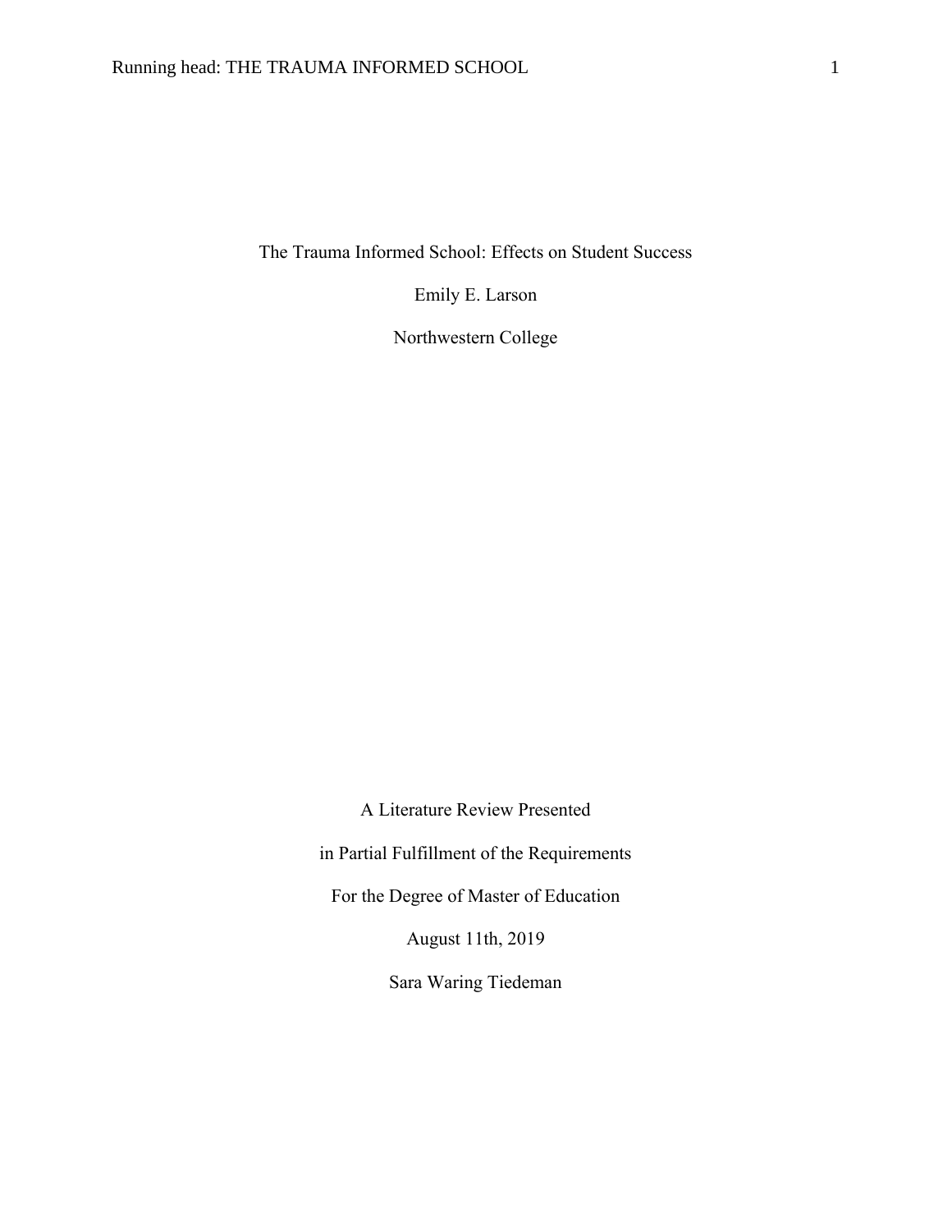The Trauma Informed School: Effects on Student Success

Emily E. Larson

Northwestern College

A Literature Review Presented

in Partial Fulfillment of the Requirements

For the Degree of Master of Education

August 11th, 2019

Sara Waring Tiedeman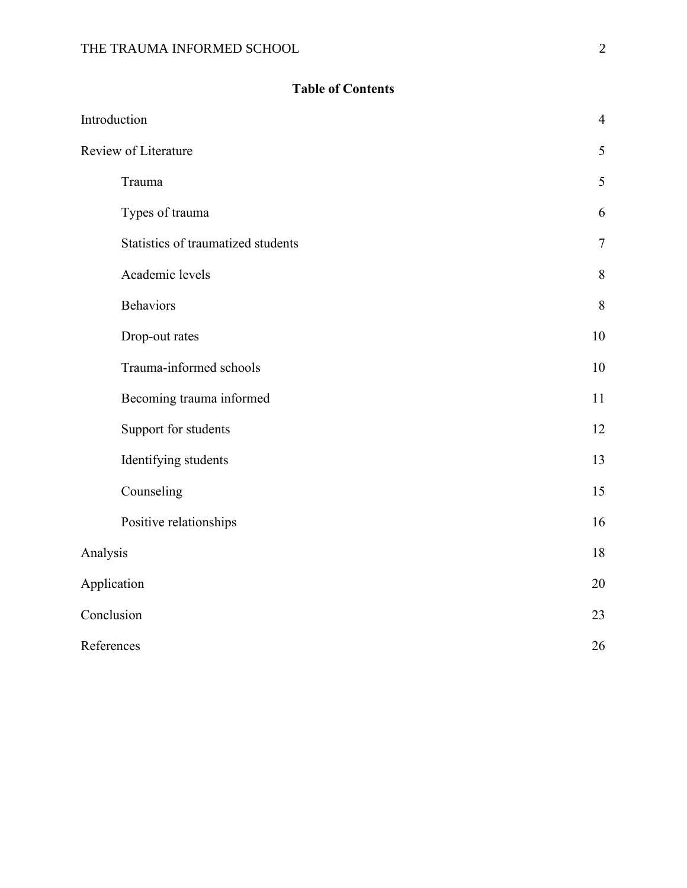## Table of Contents

Introduction 4

Review of Literature 5

- Trauma 5
- Types of trauma 6
- Statistics of traumatized students 7
- Academic levels 8
- Behaviors 8
- Drop-out rates 10
- Trauma-informed schools 10
- Becoming trauma informed 11
- Support for students 12
- Identifying students 13
- Counseling 15
- Positive relationships 16

Analysis 18

Application 20

Conclusion 23

References 26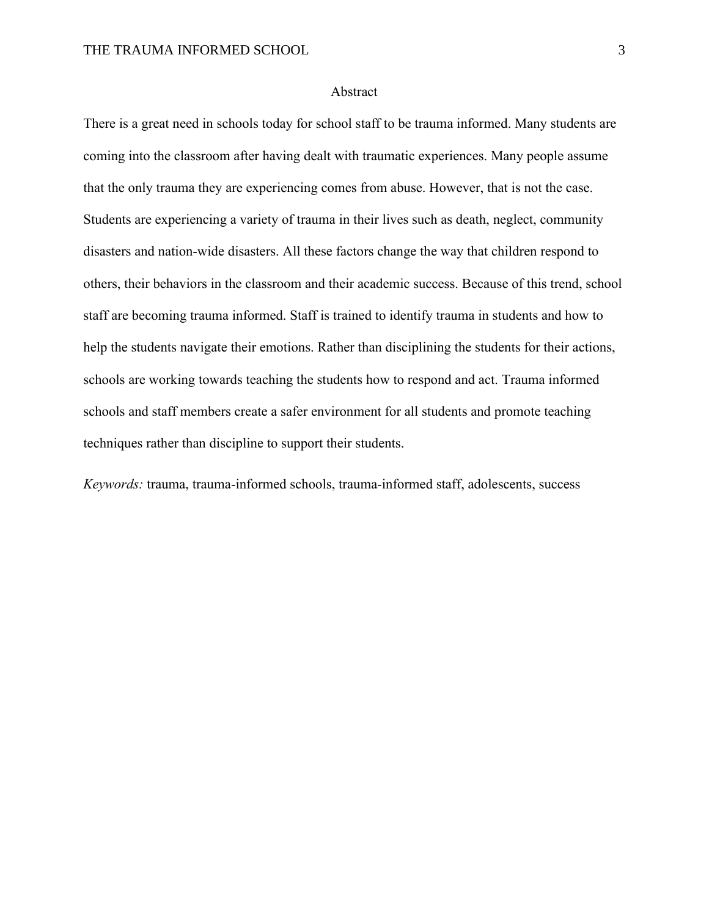# Abstract

There is a great need in schools today for school staff to be trauma informed. Many students are coming into the classroom after having dealt with traumatic experiences. Many people assume that the only trauma they are experiencing comes from abuse. However, that is not the case. Students are experiencing a variety of trauma in their lives such as death, neglect, community disasters and nation-wide disasters. All these factors change the way that children respond to others, their behaviors in the classroom and their academic success. Because of this trend, school staff are becoming trauma informed. Staff is trained to identify trauma in students and how to help the students navigate their emotions. Rather than disciplining the students for their actions, schools are working towards teaching the students how to respond and act. Trauma informed schools and staff members create a safer environment for all students and promote teaching techniques rather than discipline to support their students.

*Keywords:* trauma, trauma-informed schools, trauma-informed staff, adolescents, success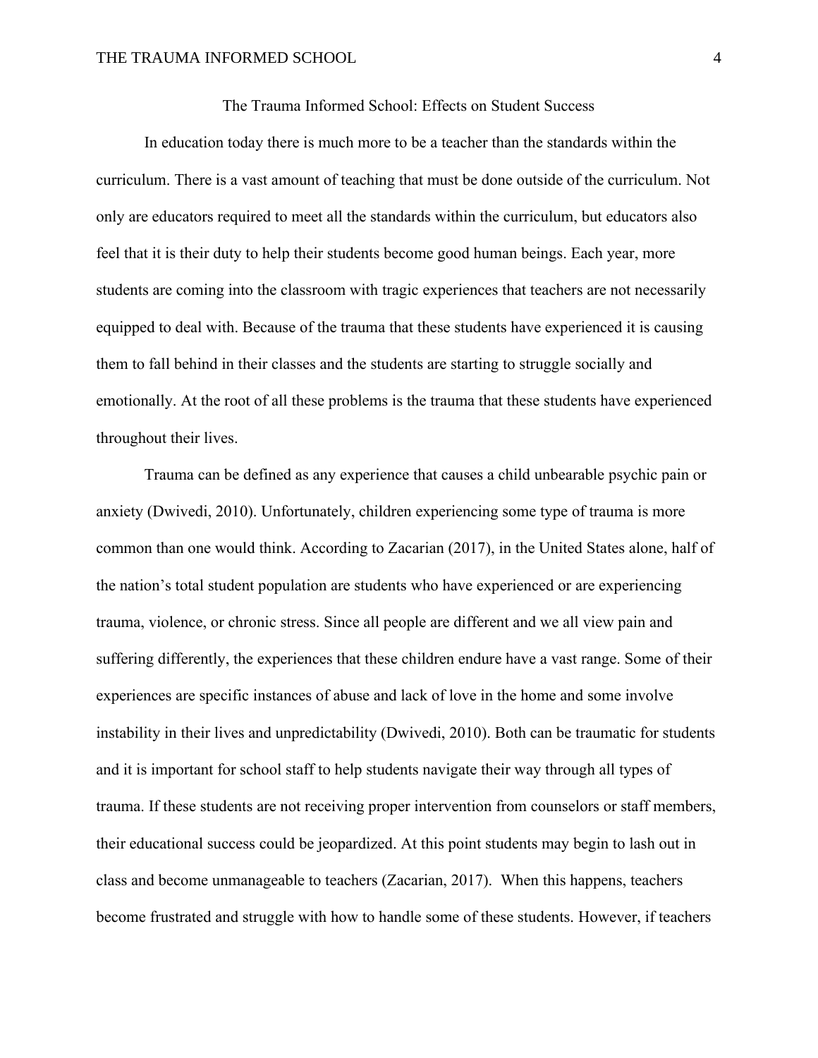# The Trauma Informed School: Effects on Student Success

In education today there is much more to be a teacher than the standards within the curriculum. There is a vast amount of teaching that must be done outside of the curriculum. Not only are educators required to meet all the standards within the curriculum, but educators also feel that it is their duty to help their students become good human beings. Each year, more students are coming into the classroom with tragic experiences that teachers are not necessarily equipped to deal with. Because of the trauma that these students have experienced it is causing them to fall behind in their classes and the students are starting to struggle socially and emotionally. At the root of all these problems is the trauma that these students have experienced throughout their lives.

Trauma can be defined as any experience that causes a child unbearable psychic pain or anxiety (Dwivedi, 2010). Unfortunately, children experiencing some type of trauma is more common than one would think. According to Zacarian (2017), in the United States alone, half of the nation's total student population are students who have experienced or are experiencing trauma, violence, or chronic stress. Since all people are different and we all view pain and suffering differently, the experiences that these children endure have a vast range. Some of their experiences are specific instances of abuse and lack of love in the home and some involve instability in their lives and unpredictability (Dwivedi, 2010). Both can be traumatic for students and it is important for school staff to help students navigate their way through all types of trauma. If these students are not receiving proper intervention from counselors or staff members, their educational success could be jeopardized. At this point students may begin to lash out in class and become unmanageable to teachers (Zacarian, 2017). When this happens, teachers become frustrated and struggle with how to handle some of these students. However, if teachers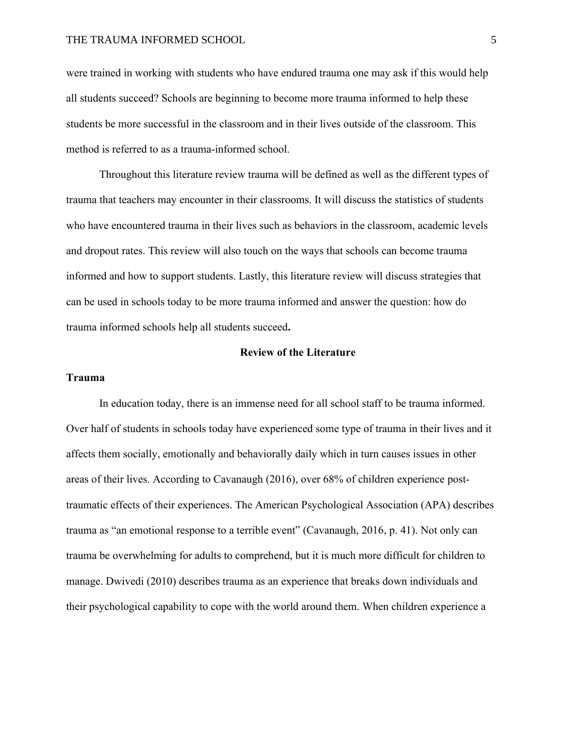were trained in working with students who have endured trauma one may ask if this would help all students succeed? Schools are beginning to become more trauma informed to help these students be more successful in the classroom and in their lives outside of the classroom. This method is referred to as a trauma-informed school.

Throughout this literature review trauma will be defined as well as the different types of trauma that teachers may encounter in their classrooms. It will discuss the statistics of students who have encountered trauma in their lives such as behaviors in the classroom, academic levels and dropout rates. This review will also touch on the ways that schools can become trauma informed and how to support students. Lastly, this literature review will discuss strategies that can be used in schools today to be more trauma informed and answer the question: how do trauma informed schools help all students succeed**.**

## Review of the Literature

### Trauma

In education today, there is an immense need for all school staff to be trauma informed. Over half of students in schools today have experienced some type of trauma in their lives and it affects them socially, emotionally and behaviorally daily which in turn causes issues in other areas of their lives. According to Cavanaugh (2016), over 68% of children experience post-traumatic effects of their experiences. The American Psychological Association (APA) describes trauma as "an emotional response to a terrible event" (Cavanaugh, 2016, p. 41). Not only can trauma be overwhelming for adults to comprehend, but it is much more difficult for children to manage. Dwivedi (2010) describes trauma as an experience that breaks down individuals and their psychological capability to cope with the world around them. When children experience a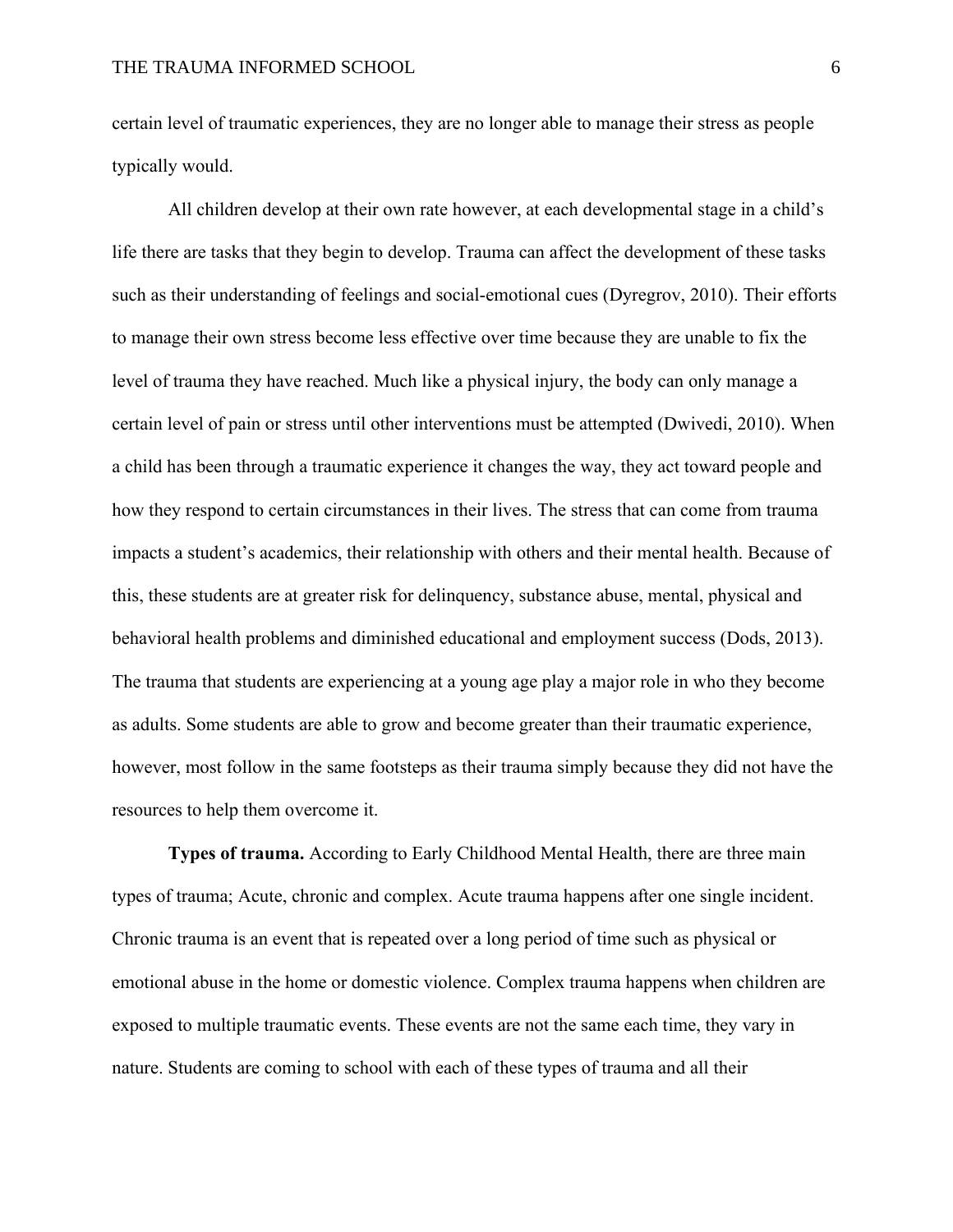certain level of traumatic experiences, they are no longer able to manage their stress as people typically would.

All children develop at their own rate however, at each developmental stage in a child's life there are tasks that they begin to develop. Trauma can affect the development of these tasks such as their understanding of feelings and social-emotional cues (Dyregrov, 2010). Their efforts to manage their own stress become less effective over time because they are unable to fix the level of trauma they have reached. Much like a physical injury, the body can only manage a certain level of pain or stress until other interventions must be attempted (Dwivedi, 2010). When a child has been through a traumatic experience it changes the way, they act toward people and how they respond to certain circumstances in their lives. The stress that can come from trauma impacts a student's academics, their relationship with others and their mental health. Because of this, these students are at greater risk for delinquency, substance abuse, mental, physical and behavioral health problems and diminished educational and employment success (Dods, 2013). The trauma that students are experiencing at a young age play a major role in who they become as adults. Some students are able to grow and become greater than their traumatic experience, however, most follow in the same footsteps as their trauma simply because they did not have the resources to help them overcome it.

**Types of trauma.** According to Early Childhood Mental Health, there are three main types of trauma; Acute, chronic and complex. Acute trauma happens after one single incident. Chronic trauma is an event that is repeated over a long period of time such as physical or emotional abuse in the home or domestic violence. Complex trauma happens when children are exposed to multiple traumatic events. These events are not the same each time, they vary in nature. Students are coming to school with each of these types of trauma and all their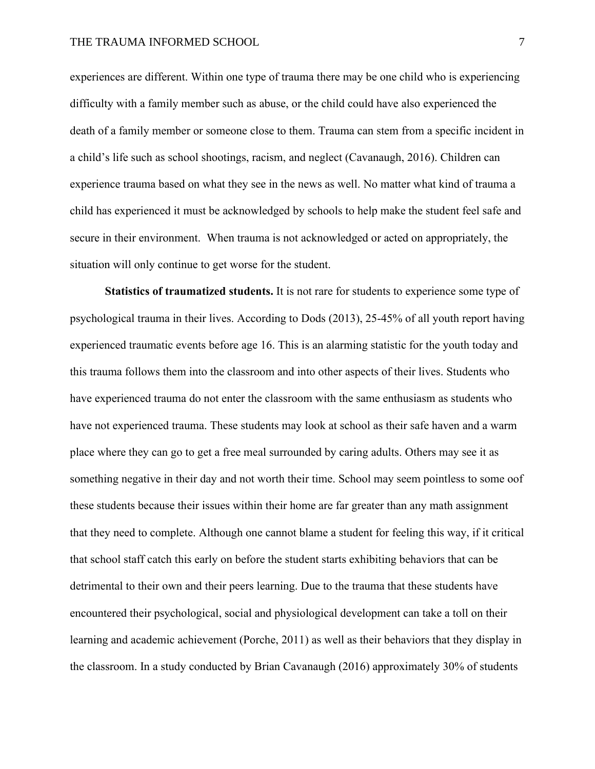experiences are different. Within one type of trauma there may be one child who is experiencing difficulty with a family member such as abuse, or the child could have also experienced the death of a family member or someone close to them. Trauma can stem from a specific incident in a child's life such as school shootings, racism, and neglect (Cavanaugh, 2016). Children can experience trauma based on what they see in the news as well. No matter what kind of trauma a child has experienced it must be acknowledged by schools to help make the student feel safe and secure in their environment.  When trauma is not acknowledged or acted on appropriately, the situation will only continue to get worse for the student.

**Statistics of traumatized students.** It is not rare for students to experience some type of psychological trauma in their lives. According to Dods (2013), 25-45% of all youth report having experienced traumatic events before age 16. This is an alarming statistic for the youth today and this trauma follows them into the classroom and into other aspects of their lives. Students who have experienced trauma do not enter the classroom with the same enthusiasm as students who have not experienced trauma. These students may look at school as their safe haven and a warm place where they can go to get a free meal surrounded by caring adults. Others may see it as something negative in their day and not worth their time. School may seem pointless to some oof these students because their issues within their home are far greater than any math assignment that they need to complete. Although one cannot blame a student for feeling this way, if it critical that school staff catch this early on before the student starts exhibiting behaviors that can be detrimental to their own and their peers learning. Due to the trauma that these students have encountered their psychological, social and physiological development can take a toll on their learning and academic achievement (Porche, 2011) as well as their behaviors that they display in the classroom. In a study conducted by Brian Cavanaugh (2016) approximately 30% of students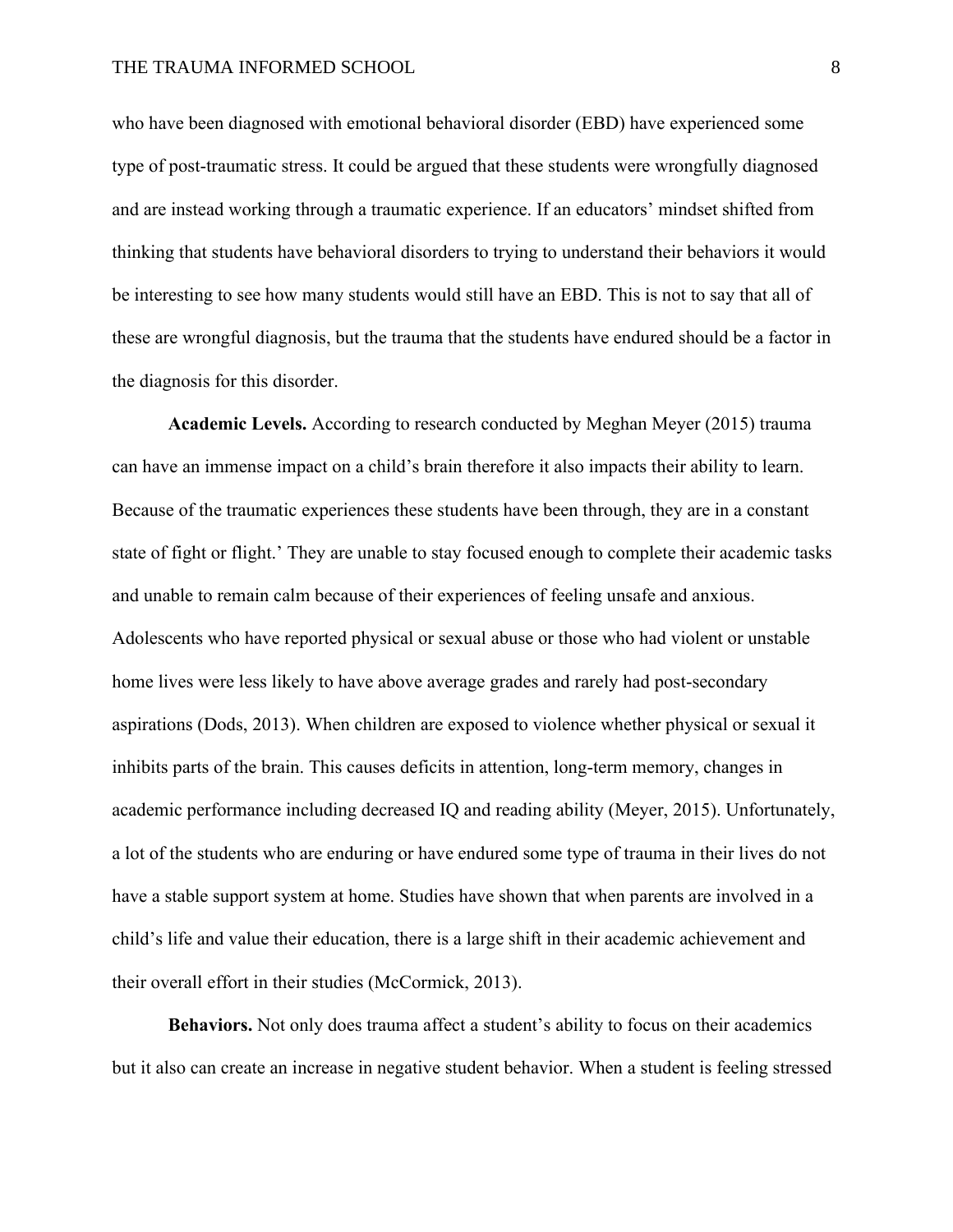who have been diagnosed with emotional behavioral disorder (EBD) have experienced some type of post-traumatic stress. It could be argued that these students were wrongfully diagnosed and are instead working through a traumatic experience. If an educators' mindset shifted from thinking that students have behavioral disorders to trying to understand their behaviors it would be interesting to see how many students would still have an EBD. This is not to say that all of these are wrongful diagnosis, but the trauma that the students have endured should be a factor in the diagnosis for this disorder.

**Academic Levels.** According to research conducted by Meghan Meyer (2015) trauma can have an immense impact on a child's brain therefore it also impacts their ability to learn. Because of the traumatic experiences these students have been through, they are in a constant state of fight or flight.' They are unable to stay focused enough to complete their academic tasks and unable to remain calm because of their experiences of feeling unsafe and anxious. Adolescents who have reported physical or sexual abuse or those who had violent or unstable home lives were less likely to have above average grades and rarely had post-secondary aspirations (Dods, 2013). When children are exposed to violence whether physical or sexual it inhibits parts of the brain. This causes deficits in attention, long-term memory, changes in academic performance including decreased IQ and reading ability (Meyer, 2015). Unfortunately, a lot of the students who are enduring or have endured some type of trauma in their lives do not have a stable support system at home. Studies have shown that when parents are involved in a child's life and value their education, there is a large shift in their academic achievement and their overall effort in their studies (McCormick, 2013).

**Behaviors.** Not only does trauma affect a student's ability to focus on their academics but it also can create an increase in negative student behavior. When a student is feeling stressed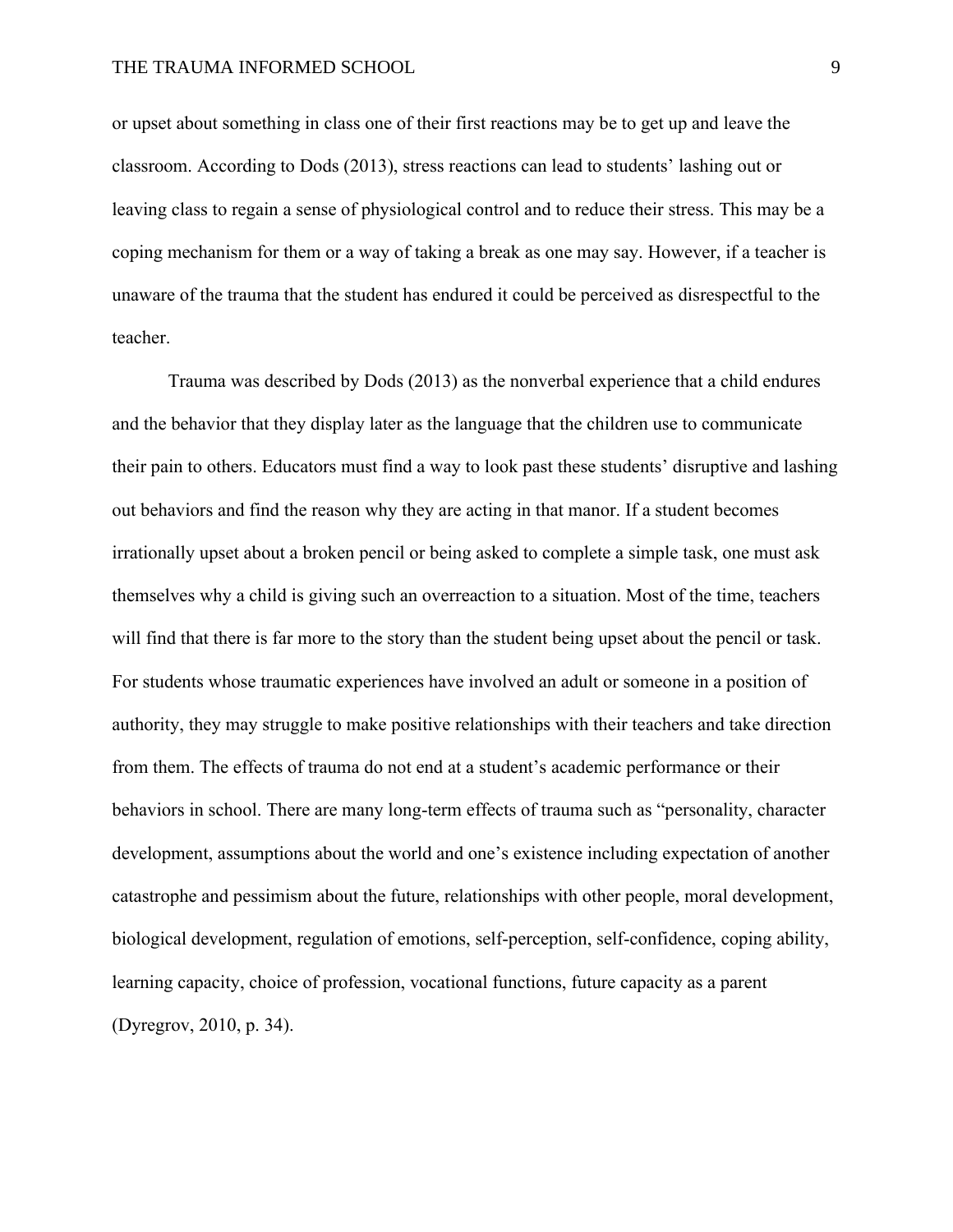or upset about something in class one of their first reactions may be to get up and leave the classroom. According to Dods (2013), stress reactions can lead to students' lashing out or leaving class to regain a sense of physiological control and to reduce their stress. This may be a coping mechanism for them or a way of taking a break as one may say. However, if a teacher is unaware of the trauma that the student has endured it could be perceived as disrespectful to the teacher.

Trauma was described by Dods (2013) as the nonverbal experience that a child endures and the behavior that they display later as the language that the children use to communicate their pain to others. Educators must find a way to look past these students' disruptive and lashing out behaviors and find the reason why they are acting in that manor. If a student becomes irrationally upset about a broken pencil or being asked to complete a simple task, one must ask themselves why a child is giving such an overreaction to a situation. Most of the time, teachers will find that there is far more to the story than the student being upset about the pencil or task. For students whose traumatic experiences have involved an adult or someone in a position of authority, they may struggle to make positive relationships with their teachers and take direction from them. The effects of trauma do not end at a student's academic performance or their behaviors in school. There are many long-term effects of trauma such as "personality, character development, assumptions about the world and one's existence including expectation of another catastrophe and pessimism about the future, relationships with other people, moral development, biological development, regulation of emotions, self-perception, self-confidence, coping ability, learning capacity, choice of profession, vocational functions, future capacity as a parent (Dyregrov, 2010, p. 34).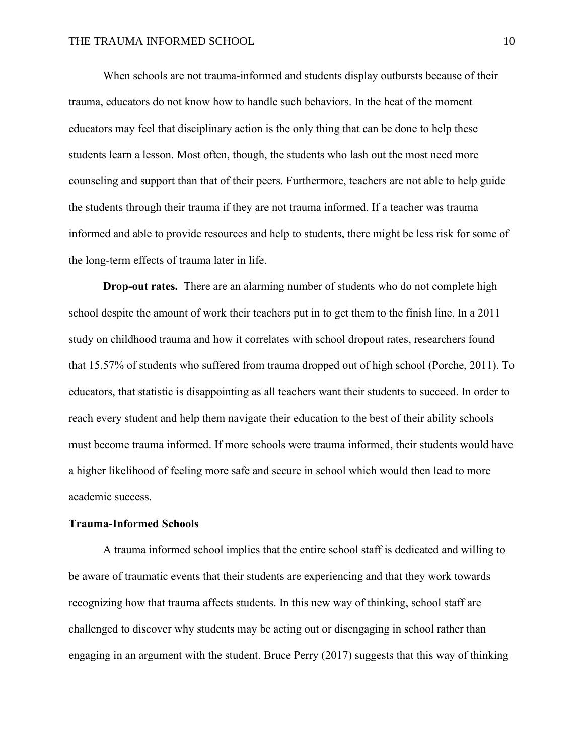When schools are not trauma-informed and students display outbursts because of their trauma, educators do not know how to handle such behaviors. In the heat of the moment educators may feel that disciplinary action is the only thing that can be done to help these students learn a lesson. Most often, though, the students who lash out the most need more counseling and support than that of their peers. Furthermore, teachers are not able to help guide the students through their trauma if they are not trauma informed. If a teacher was trauma informed and able to provide resources and help to students, there might be less risk for some of the long-term effects of trauma later in life.

**Drop-out rates.** There are an alarming number of students who do not complete high school despite the amount of work their teachers put in to get them to the finish line. In a 2011 study on childhood trauma and how it correlates with school dropout rates, researchers found that 15.57% of students who suffered from trauma dropped out of high school (Porche, 2011). To educators, that statistic is disappointing as all teachers want their students to succeed. In order to reach every student and help them navigate their education to the best of their ability schools must become trauma informed. If more schools were trauma informed, their students would have a higher likelihood of feeling more safe and secure in school which would then lead to more academic success.

## Trauma-Informed Schools

A trauma informed school implies that the entire school staff is dedicated and willing to be aware of traumatic events that their students are experiencing and that they work towards recognizing how that trauma affects students. In this new way of thinking, school staff are challenged to discover why students may be acting out or disengaging in school rather than engaging in an argument with the student. Bruce Perry (2017) suggests that this way of thinking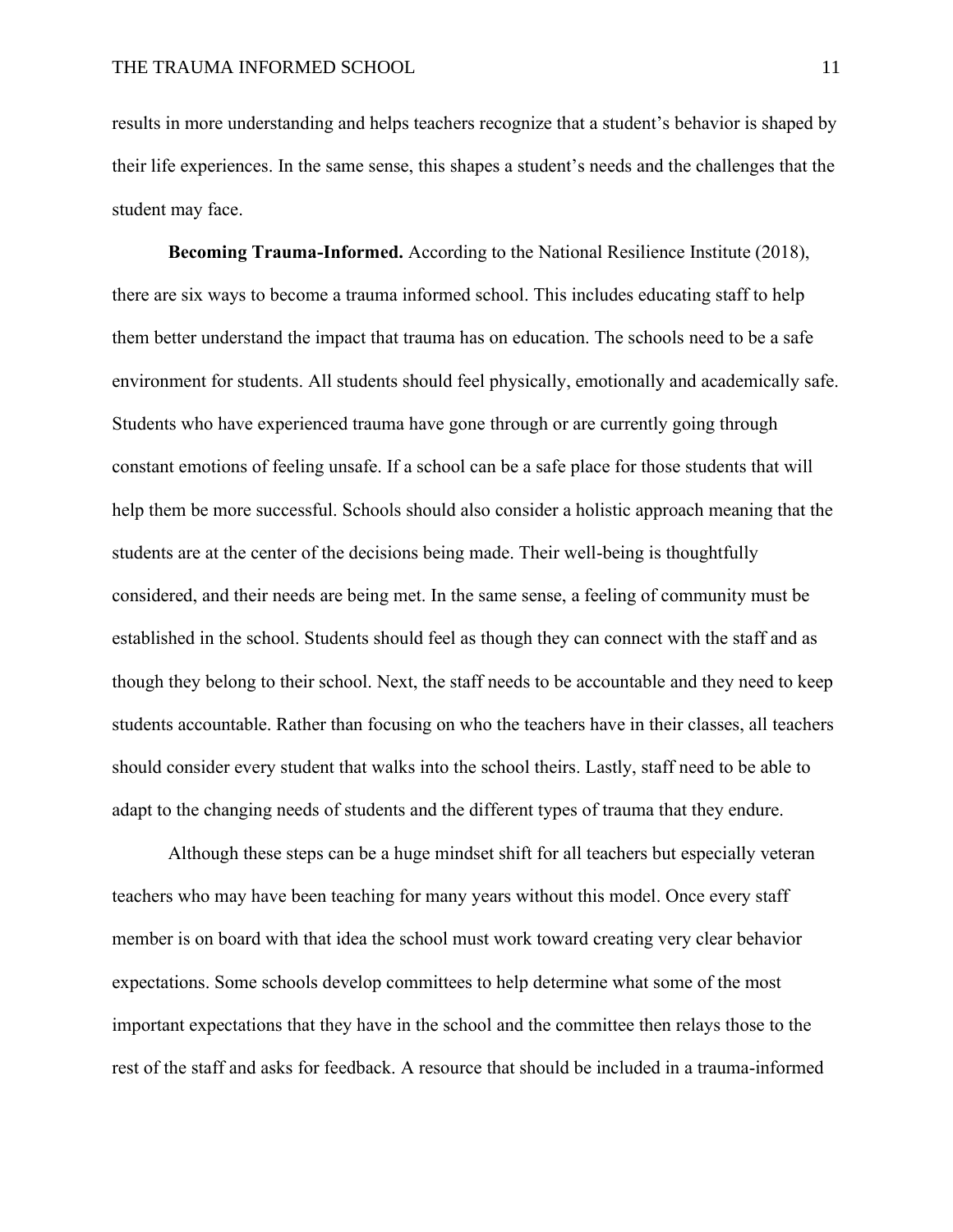results in more understanding and helps teachers recognize that a student's behavior is shaped by their life experiences. In the same sense, this shapes a student's needs and the challenges that the student may face.

**Becoming Trauma-Informed.** According to the National Resilience Institute (2018), there are six ways to become a trauma informed school. This includes educating staff to help them better understand the impact that trauma has on education. The schools need to be a safe environment for students. All students should feel physically, emotionally and academically safe. Students who have experienced trauma have gone through or are currently going through constant emotions of feeling unsafe. If a school can be a safe place for those students that will help them be more successful. Schools should also consider a holistic approach meaning that the students are at the center of the decisions being made. Their well-being is thoughtfully considered, and their needs are being met. In the same sense, a feeling of community must be established in the school. Students should feel as though they can connect with the staff and as though they belong to their school. Next, the staff needs to be accountable and they need to keep students accountable. Rather than focusing on who the teachers have in their classes, all teachers should consider every student that walks into the school theirs. Lastly, staff need to be able to adapt to the changing needs of students and the different types of trauma that they endure.

Although these steps can be a huge mindset shift for all teachers but especially veteran teachers who may have been teaching for many years without this model. Once every staff member is on board with that idea the school must work toward creating very clear behavior expectations. Some schools develop committees to help determine what some of the most important expectations that they have in the school and the committee then relays those to the rest of the staff and asks for feedback. A resource that should be included in a trauma-informed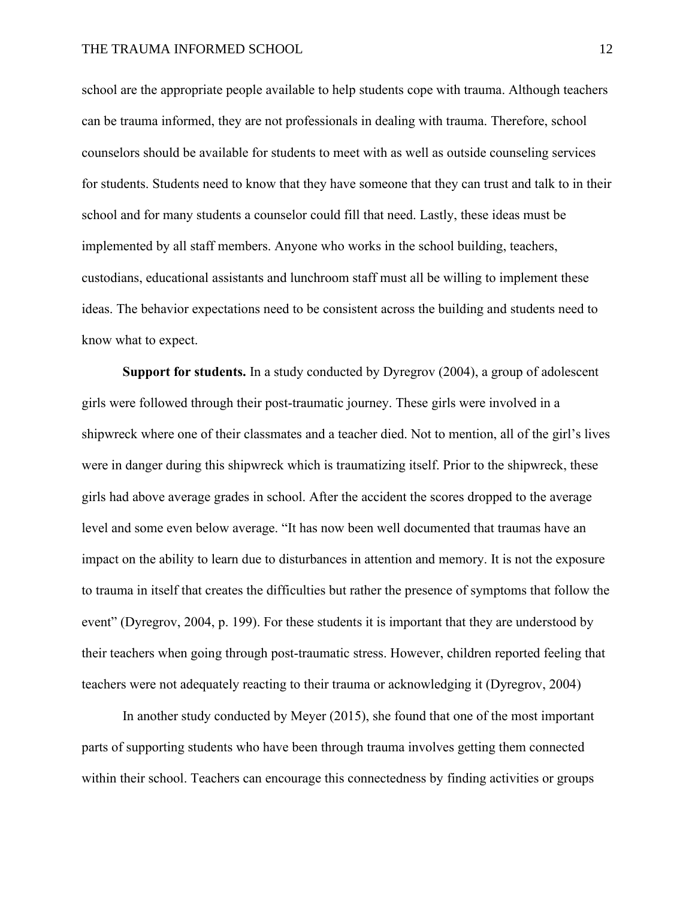school are the appropriate people available to help students cope with trauma. Although teachers can be trauma informed, they are not professionals in dealing with trauma. Therefore, school counselors should be available for students to meet with as well as outside counseling services for students. Students need to know that they have someone that they can trust and talk to in their school and for many students a counselor could fill that need. Lastly, these ideas must be implemented by all staff members. Anyone who works in the school building, teachers, custodians, educational assistants and lunchroom staff must all be willing to implement these ideas. The behavior expectations need to be consistent across the building and students need to know what to expect.

**Support for students.** In a study conducted by Dyregrov (2004), a group of adolescent girls were followed through their post-traumatic journey. These girls were involved in a shipwreck where one of their classmates and a teacher died. Not to mention, all of the girl's lives were in danger during this shipwreck which is traumatizing itself. Prior to the shipwreck, these girls had above average grades in school. After the accident the scores dropped to the average level and some even below average. "It has now been well documented that traumas have an impact on the ability to learn due to disturbances in attention and memory. It is not the exposure to trauma in itself that creates the difficulties but rather the presence of symptoms that follow the event" (Dyregrov, 2004, p. 199). For these students it is important that they are understood by their teachers when going through post-traumatic stress. However, children reported feeling that teachers were not adequately reacting to their trauma or acknowledging it (Dyregrov, 2004)

In another study conducted by Meyer (2015), she found that one of the most important parts of supporting students who have been through trauma involves getting them connected within their school. Teachers can encourage this connectedness by finding activities or groups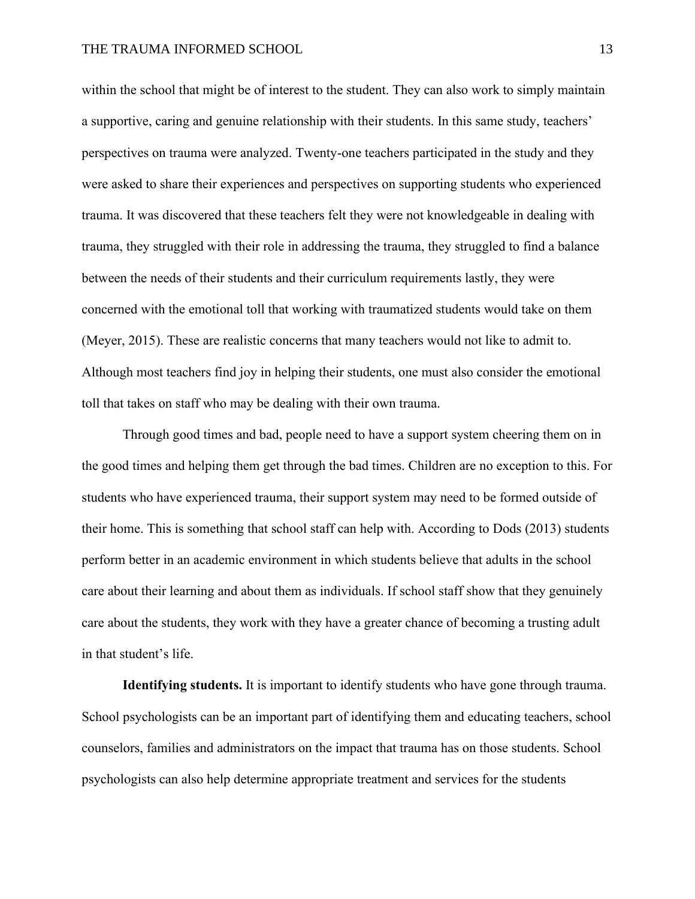within the school that might be of interest to the student. They can also work to simply maintain a supportive, caring and genuine relationship with their students. In this same study, teachers' perspectives on trauma were analyzed. Twenty-one teachers participated in the study and they were asked to share their experiences and perspectives on supporting students who experienced trauma. It was discovered that these teachers felt they were not knowledgeable in dealing with trauma, they struggled with their role in addressing the trauma, they struggled to find a balance between the needs of their students and their curriculum requirements lastly, they were concerned with the emotional toll that working with traumatized students would take on them (Meyer, 2015). These are realistic concerns that many teachers would not like to admit to. Although most teachers find joy in helping their students, one must also consider the emotional toll that takes on staff who may be dealing with their own trauma.

Through good times and bad, people need to have a support system cheering them on in the good times and helping them get through the bad times. Children are no exception to this. For students who have experienced trauma, their support system may need to be formed outside of their home. This is something that school staff can help with. According to Dods (2013) students perform better in an academic environment in which students believe that adults in the school care about their learning and about them as individuals. If school staff show that they genuinely care about the students, they work with they have a greater chance of becoming a trusting adult in that student's life.

**Identifying students.** It is important to identify students who have gone through trauma. School psychologists can be an important part of identifying them and educating teachers, school counselors, families and administrators on the impact that trauma has on those students. School psychologists can also help determine appropriate treatment and services for the students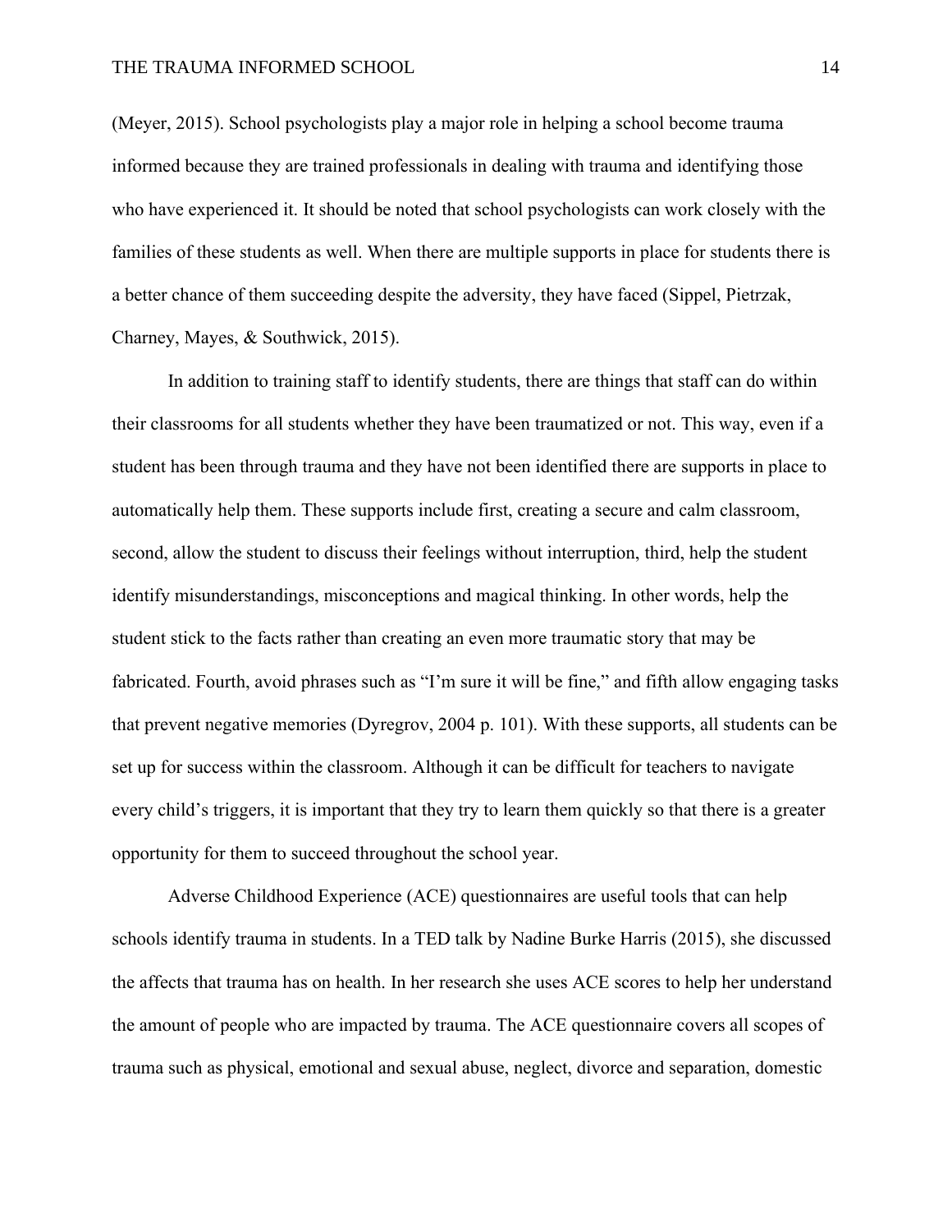(Meyer, 2015). School psychologists play a major role in helping a school become trauma informed because they are trained professionals in dealing with trauma and identifying those who have experienced it. It should be noted that school psychologists can work closely with the families of these students as well. When there are multiple supports in place for students there is a better chance of them succeeding despite the adversity, they have faced (Sippel, Pietrzak, Charney, Mayes, & Southwick, 2015).

In addition to training staff to identify students, there are things that staff can do within their classrooms for all students whether they have been traumatized or not. This way, even if a student has been through trauma and they have not been identified there are supports in place to automatically help them. These supports include first, creating a secure and calm classroom, second, allow the student to discuss their feelings without interruption, third, help the student identify misunderstandings, misconceptions and magical thinking. In other words, help the student stick to the facts rather than creating an even more traumatic story that may be fabricated. Fourth, avoid phrases such as "I'm sure it will be fine," and fifth allow engaging tasks that prevent negative memories (Dyregrov, 2004 p. 101). With these supports, all students can be set up for success within the classroom. Although it can be difficult for teachers to navigate every child's triggers, it is important that they try to learn them quickly so that there is a greater opportunity for them to succeed throughout the school year.

Adverse Childhood Experience (ACE) questionnaires are useful tools that can help schools identify trauma in students. In a TED talk by Nadine Burke Harris (2015), she discussed the affects that trauma has on health. In her research she uses ACE scores to help her understand the amount of people who are impacted by trauma. The ACE questionnaire covers all scopes of trauma such as physical, emotional and sexual abuse, neglect, divorce and separation, domestic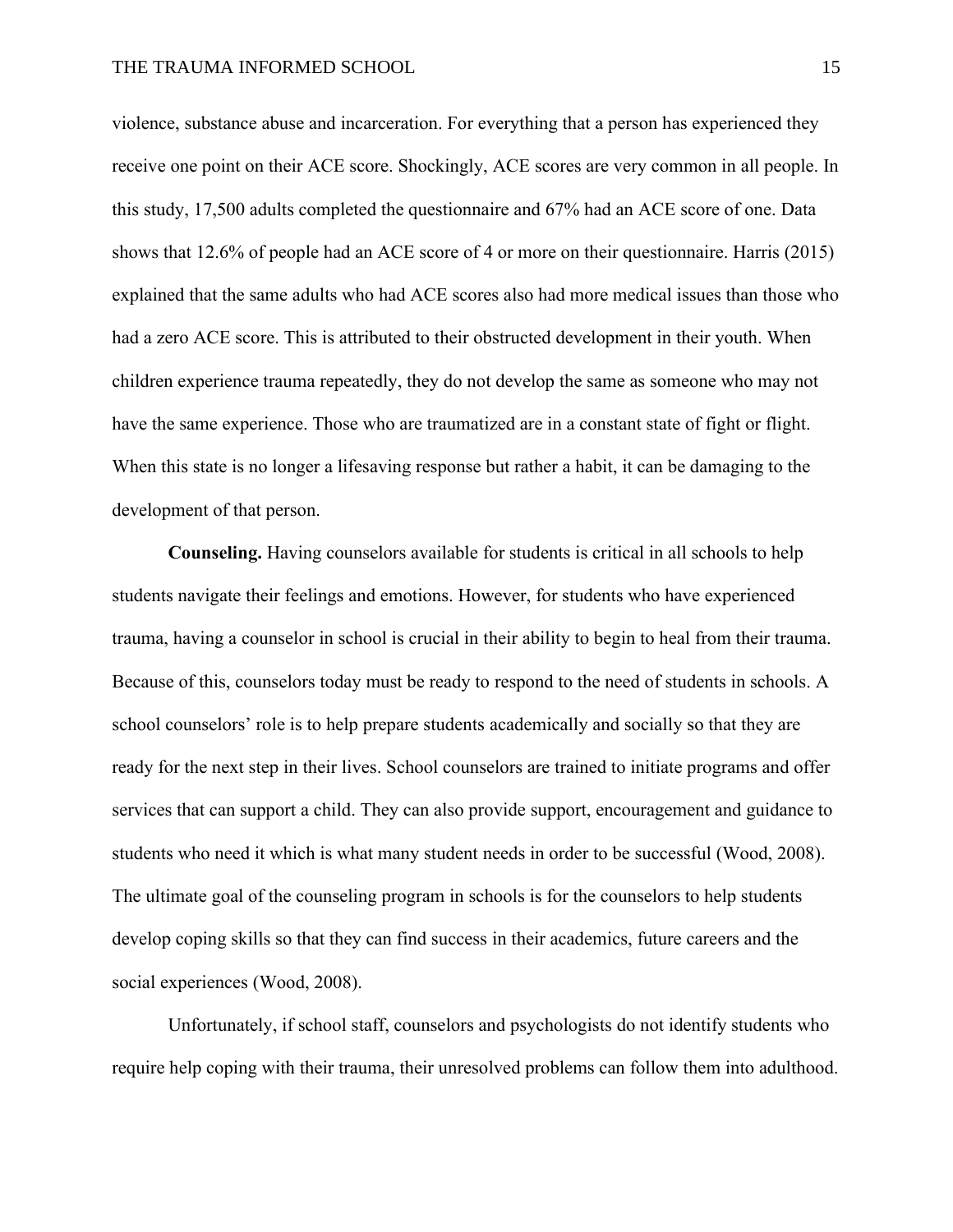violence, substance abuse and incarceration. For everything that a person has experienced they receive one point on their ACE score. Shockingly, ACE scores are very common in all people. In this study, 17,500 adults completed the questionnaire and 67% had an ACE score of one. Data shows that 12.6% of people had an ACE score of 4 or more on their questionnaire. Harris (2015) explained that the same adults who had ACE scores also had more medical issues than those who had a zero ACE score. This is attributed to their obstructed development in their youth. When children experience trauma repeatedly, they do not develop the same as someone who may not have the same experience. Those who are traumatized are in a constant state of fight or flight. When this state is no longer a lifesaving response but rather a habit, it can be damaging to the development of that person.

**Counseling.** Having counselors available for students is critical in all schools to help students navigate their feelings and emotions. However, for students who have experienced trauma, having a counselor in school is crucial in their ability to begin to heal from their trauma. Because of this, counselors today must be ready to respond to the need of students in schools. A school counselors' role is to help prepare students academically and socially so that they are ready for the next step in their lives. School counselors are trained to initiate programs and offer services that can support a child. They can also provide support, encouragement and guidance to students who need it which is what many student needs in order to be successful (Wood, 2008). The ultimate goal of the counseling program in schools is for the counselors to help students develop coping skills so that they can find success in their academics, future careers and the social experiences (Wood, 2008).

Unfortunately, if school staff, counselors and psychologists do not identify students who require help coping with their trauma, their unresolved problems can follow them into adulthood.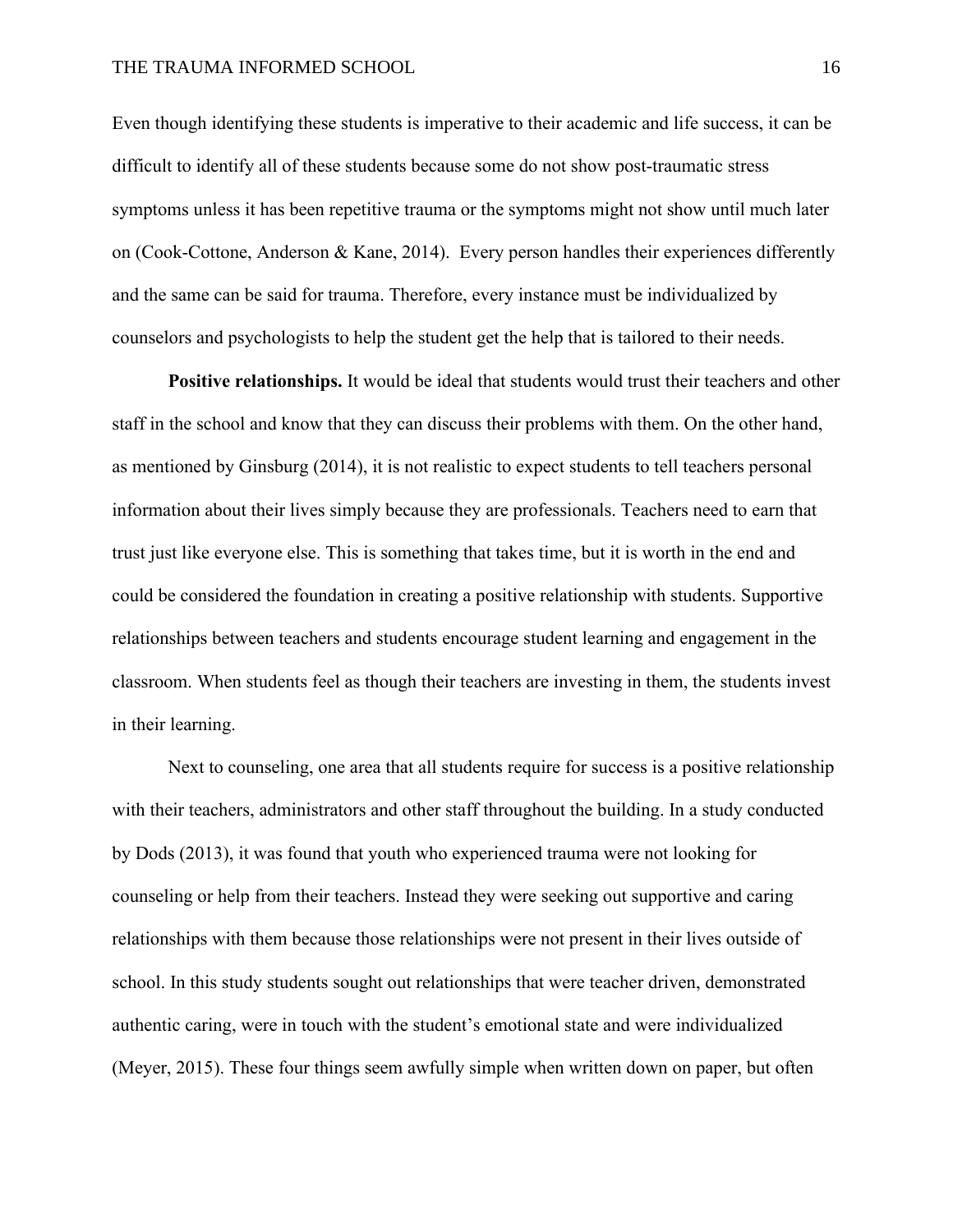Even though identifying these students is imperative to their academic and life success, it can be difficult to identify all of these students because some do not show post-traumatic stress symptoms unless it has been repetitive trauma or the symptoms might not show until much later on (Cook-Cottone, Anderson & Kane, 2014). Every person handles their experiences differently and the same can be said for trauma. Therefore, every instance must be individualized by counselors and psychologists to help the student get the help that is tailored to their needs.

**Positive relationships.** It would be ideal that students would trust their teachers and other staff in the school and know that they can discuss their problems with them. On the other hand, as mentioned by Ginsburg (2014), it is not realistic to expect students to tell teachers personal information about their lives simply because they are professionals. Teachers need to earn that trust just like everyone else. This is something that takes time, but it is worth in the end and could be considered the foundation in creating a positive relationship with students. Supportive relationships between teachers and students encourage student learning and engagement in the classroom. When students feel as though their teachers are investing in them, the students invest in their learning.

Next to counseling, one area that all students require for success is a positive relationship with their teachers, administrators and other staff throughout the building. In a study conducted by Dods (2013), it was found that youth who experienced trauma were not looking for counseling or help from their teachers. Instead they were seeking out supportive and caring relationships with them because those relationships were not present in their lives outside of school. In this study students sought out relationships that were teacher driven, demonstrated authentic caring, were in touch with the student's emotional state and were individualized (Meyer, 2015). These four things seem awfully simple when written down on paper, but often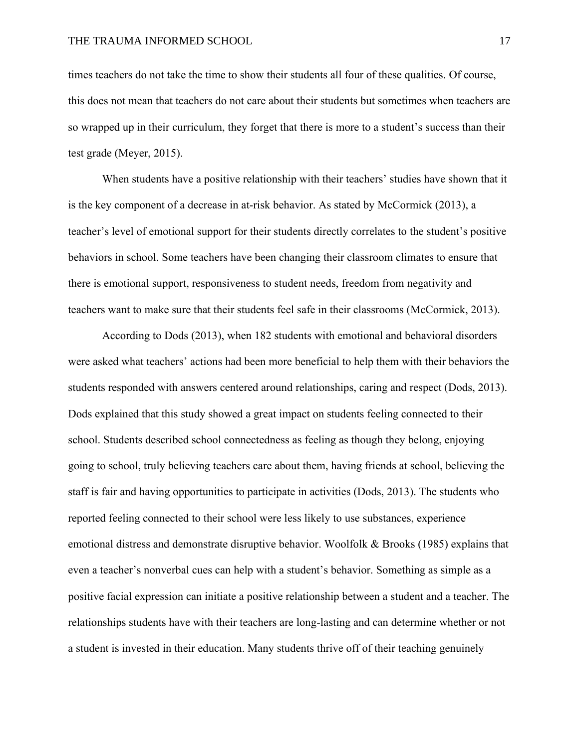times teachers do not take the time to show their students all four of these qualities. Of course, this does not mean that teachers do not care about their students but sometimes when teachers are so wrapped up in their curriculum, they forget that there is more to a student's success than their test grade (Meyer, 2015).

When students have a positive relationship with their teachers' studies have shown that it is the key component of a decrease in at-risk behavior. As stated by McCormick (2013), a teacher's level of emotional support for their students directly correlates to the student's positive behaviors in school. Some teachers have been changing their classroom climates to ensure that there is emotional support, responsiveness to student needs, freedom from negativity and teachers want to make sure that their students feel safe in their classrooms (McCormick, 2013).

According to Dods (2013), when 182 students with emotional and behavioral disorders were asked what teachers' actions had been more beneficial to help them with their behaviors the students responded with answers centered around relationships, caring and respect (Dods, 2013). Dods explained that this study showed a great impact on students feeling connected to their school. Students described school connectedness as feeling as though they belong, enjoying going to school, truly believing teachers care about them, having friends at school, believing the staff is fair and having opportunities to participate in activities (Dods, 2013). The students who reported feeling connected to their school were less likely to use substances, experience emotional distress and demonstrate disruptive behavior. Woolfolk & Brooks (1985) explains that even a teacher's nonverbal cues can help with a student's behavior. Something as simple as a positive facial expression can initiate a positive relationship between a student and a teacher. The relationships students have with their teachers are long-lasting and can determine whether or not a student is invested in their education. Many students thrive off of their teaching genuinely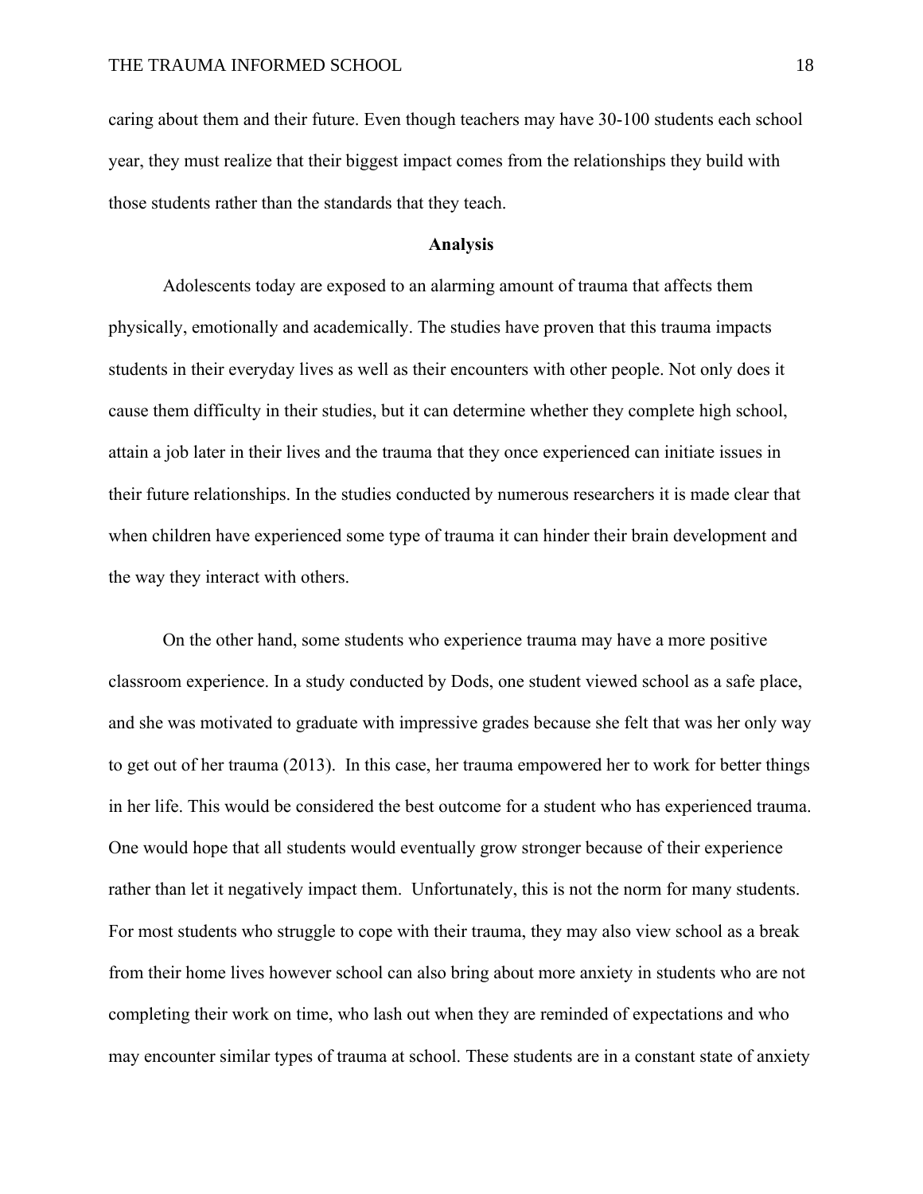caring about them and their future. Even though teachers may have 30-100 students each school year, they must realize that their biggest impact comes from the relationships they build with those students rather than the standards that they teach.

## Analysis

Adolescents today are exposed to an alarming amount of trauma that affects them physically, emotionally and academically. The studies have proven that this trauma impacts students in their everyday lives as well as their encounters with other people. Not only does it cause them difficulty in their studies, but it can determine whether they complete high school, attain a job later in their lives and the trauma that they once experienced can initiate issues in their future relationships. In the studies conducted by numerous researchers it is made clear that when children have experienced some type of trauma it can hinder their brain development and the way they interact with others.

On the other hand, some students who experience trauma may have a more positive classroom experience. In a study conducted by Dods, one student viewed school as a safe place, and she was motivated to graduate with impressive grades because she felt that was her only way to get out of her trauma (2013). In this case, her trauma empowered her to work for better things in her life. This would be considered the best outcome for a student who has experienced trauma. One would hope that all students would eventually grow stronger because of their experience rather than let it negatively impact them. Unfortunately, this is not the norm for many students. For most students who struggle to cope with their trauma, they may also view school as a break from their home lives however school can also bring about more anxiety in students who are not completing their work on time, who lash out when they are reminded of expectations and who may encounter similar types of trauma at school. These students are in a constant state of anxiety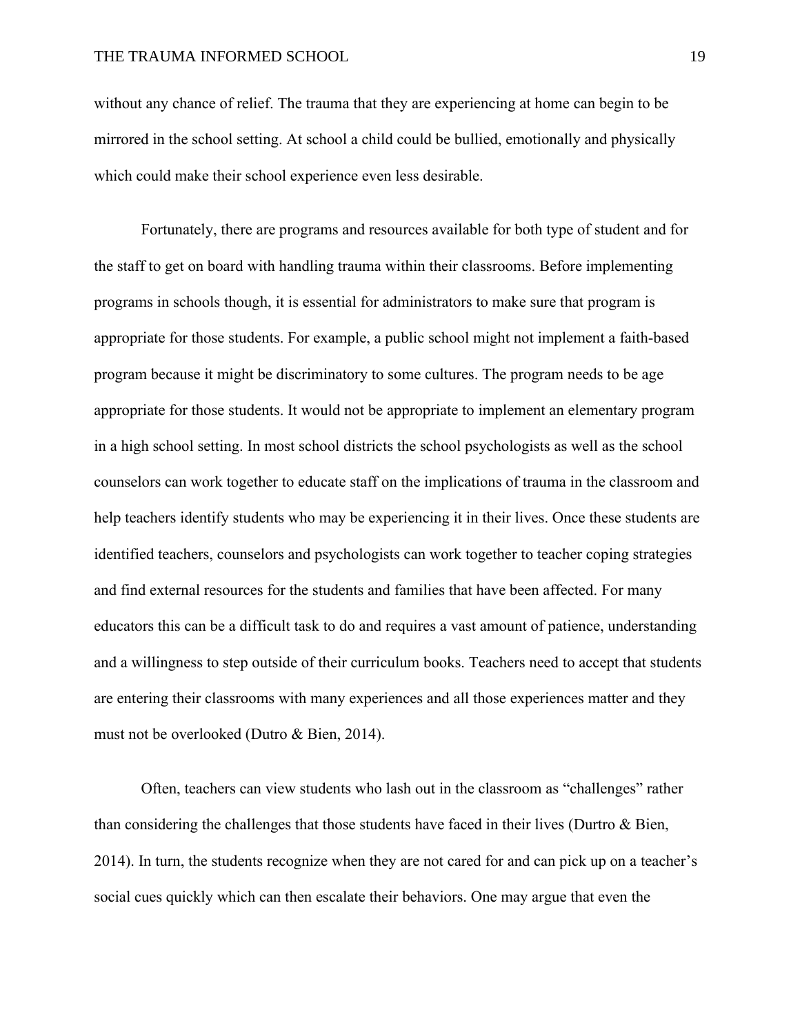without any chance of relief. The trauma that they are experiencing at home can begin to be mirrored in the school setting. At school a child could be bullied, emotionally and physically which could make their school experience even less desirable.

Fortunately, there are programs and resources available for both type of student and for the staff to get on board with handling trauma within their classrooms. Before implementing programs in schools though, it is essential for administrators to make sure that program is appropriate for those students. For example, a public school might not implement a faith-based program because it might be discriminatory to some cultures. The program needs to be age appropriate for those students. It would not be appropriate to implement an elementary program in a high school setting. In most school districts the school psychologists as well as the school counselors can work together to educate staff on the implications of trauma in the classroom and help teachers identify students who may be experiencing it in their lives. Once these students are identified teachers, counselors and psychologists can work together to teacher coping strategies and find external resources for the students and families that have been affected. For many educators this can be a difficult task to do and requires a vast amount of patience, understanding and a willingness to step outside of their curriculum books. Teachers need to accept that students are entering their classrooms with many experiences and all those experiences matter and they must not be overlooked (Dutro & Bien, 2014).

Often, teachers can view students who lash out in the classroom as "challenges" rather than considering the challenges that those students have faced in their lives (Durtro & Bien, 2014). In turn, the students recognize when they are not cared for and can pick up on a teacher's social cues quickly which can then escalate their behaviors. One may argue that even the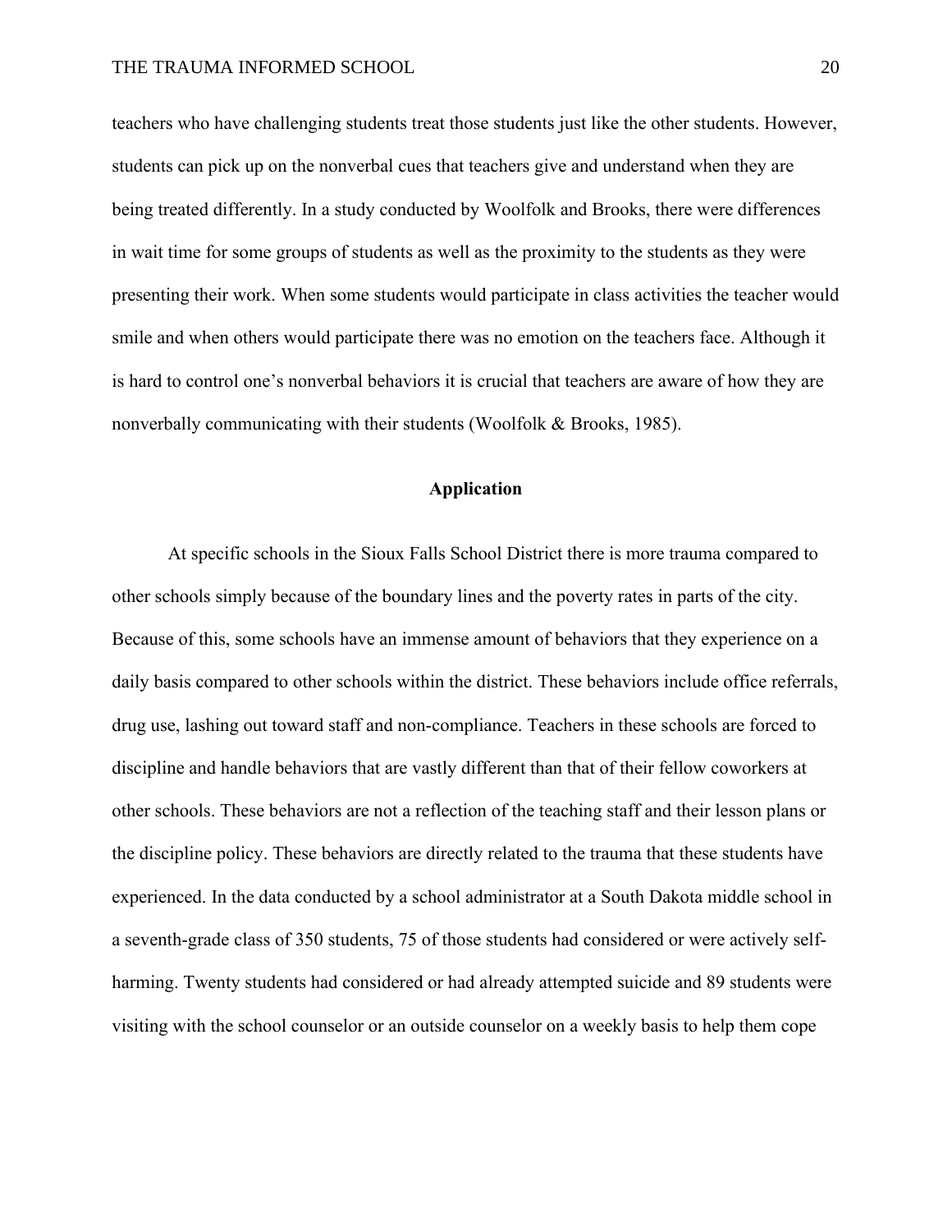teachers who have challenging students treat those students just like the other students. However, students can pick up on the nonverbal cues that teachers give and understand when they are being treated differently. In a study conducted by Woolfolk and Brooks, there were differences in wait time for some groups of students as well as the proximity to the students as they were presenting their work. When some students would participate in class activities the teacher would smile and when others would participate there was no emotion on the teachers face. Although it is hard to control one's nonverbal behaviors it is crucial that teachers are aware of how they are nonverbally communicating with their students (Woolfolk & Brooks, 1985).

## Application

At specific schools in the Sioux Falls School District there is more trauma compared to other schools simply because of the boundary lines and the poverty rates in parts of the city. Because of this, some schools have an immense amount of behaviors that they experience on a daily basis compared to other schools within the district. These behaviors include office referrals, drug use, lashing out toward staff and non-compliance. Teachers in these schools are forced to discipline and handle behaviors that are vastly different than that of their fellow coworkers at other schools. These behaviors are not a reflection of the teaching staff and their lesson plans or the discipline policy. These behaviors are directly related to the trauma that these students have experienced. In the data conducted by a school administrator at a South Dakota middle school in a seventh-grade class of 350 students, 75 of those students had considered or were actively self-harming. Twenty students had considered or had already attempted suicide and 89 students were visiting with the school counselor or an outside counselor on a weekly basis to help them cope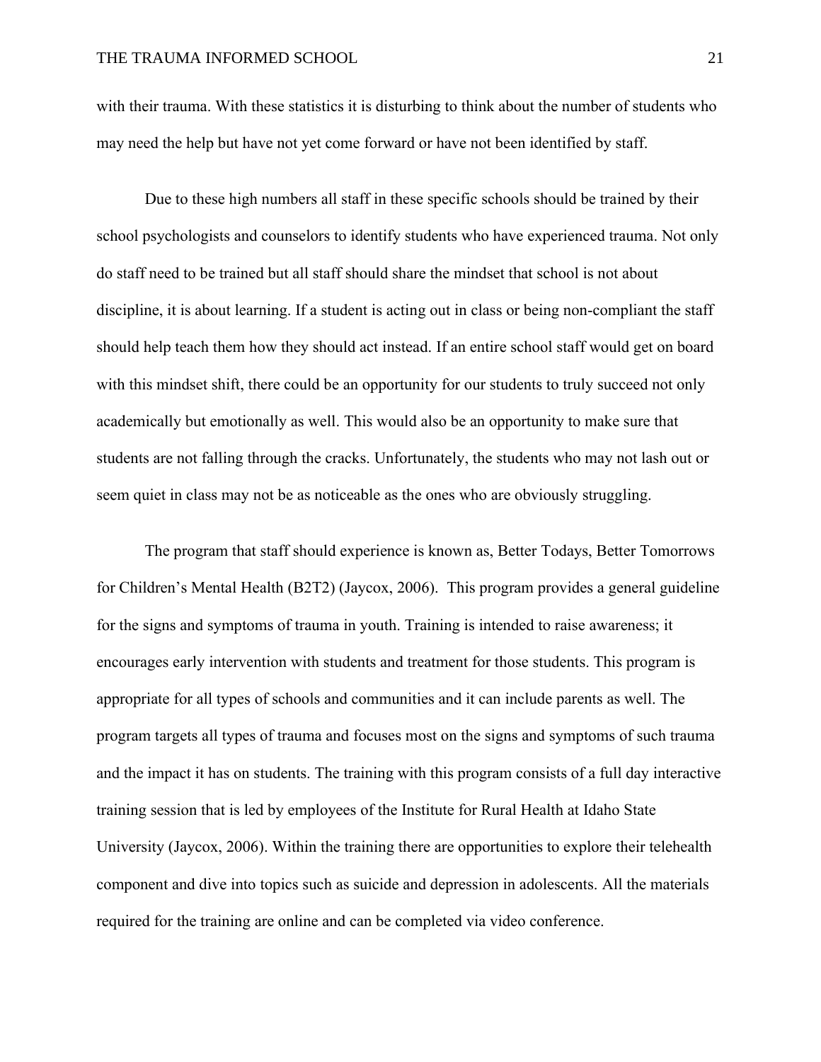with their trauma. With these statistics it is disturbing to think about the number of students who may need the help but have not yet come forward or have not been identified by staff.

Due to these high numbers all staff in these specific schools should be trained by their school psychologists and counselors to identify students who have experienced trauma. Not only do staff need to be trained but all staff should share the mindset that school is not about discipline, it is about learning. If a student is acting out in class or being non-compliant the staff should help teach them how they should act instead. If an entire school staff would get on board with this mindset shift, there could be an opportunity for our students to truly succeed not only academically but emotionally as well. This would also be an opportunity to make sure that students are not falling through the cracks. Unfortunately, the students who may not lash out or seem quiet in class may not be as noticeable as the ones who are obviously struggling.

The program that staff should experience is known as, Better Todays, Better Tomorrows for Children's Mental Health (B2T2) (Jaycox, 2006). This program provides a general guideline for the signs and symptoms of trauma in youth. Training is intended to raise awareness; it encourages early intervention with students and treatment for those students. This program is appropriate for all types of schools and communities and it can include parents as well. The program targets all types of trauma and focuses most on the signs and symptoms of such trauma and the impact it has on students. The training with this program consists of a full day interactive training session that is led by employees of the Institute for Rural Health at Idaho State University (Jaycox, 2006). Within the training there are opportunities to explore their telehealth component and dive into topics such as suicide and depression in adolescents. All the materials required for the training are online and can be completed via video conference.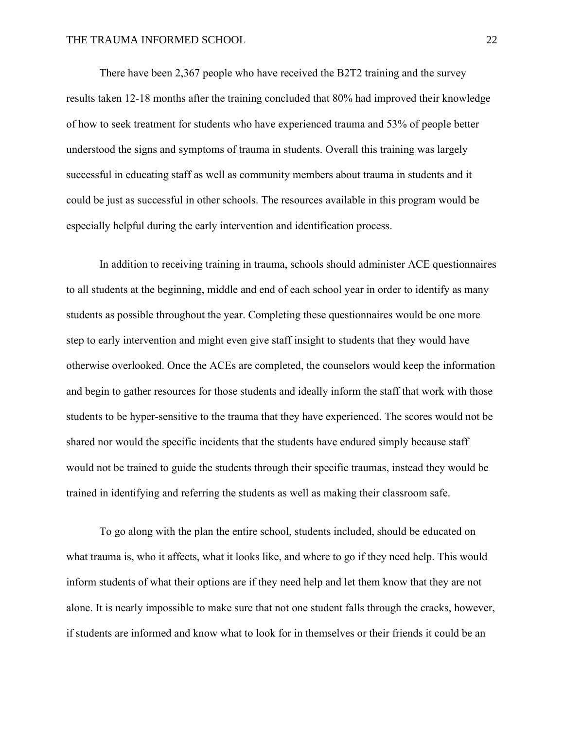There have been 2,367 people who have received the B2T2 training and the survey results taken 12-18 months after the training concluded that 80% had improved their knowledge of how to seek treatment for students who have experienced trauma and 53% of people better understood the signs and symptoms of trauma in students. Overall this training was largely successful in educating staff as well as community members about trauma in students and it could be just as successful in other schools. The resources available in this program would be especially helpful during the early intervention and identification process.

In addition to receiving training in trauma, schools should administer ACE questionnaires to all students at the beginning, middle and end of each school year in order to identify as many students as possible throughout the year. Completing these questionnaires would be one more step to early intervention and might even give staff insight to students that they would have otherwise overlooked. Once the ACEs are completed, the counselors would keep the information and begin to gather resources for those students and ideally inform the staff that work with those students to be hyper-sensitive to the trauma that they have experienced. The scores would not be shared nor would the specific incidents that the students have endured simply because staff would not be trained to guide the students through their specific traumas, instead they would be trained in identifying and referring the students as well as making their classroom safe.

To go along with the plan the entire school, students included, should be educated on what trauma is, who it affects, what it looks like, and where to go if they need help. This would inform students of what their options are if they need help and let them know that they are not alone. It is nearly impossible to make sure that not one student falls through the cracks, however, if students are informed and know what to look for in themselves or their friends it could be an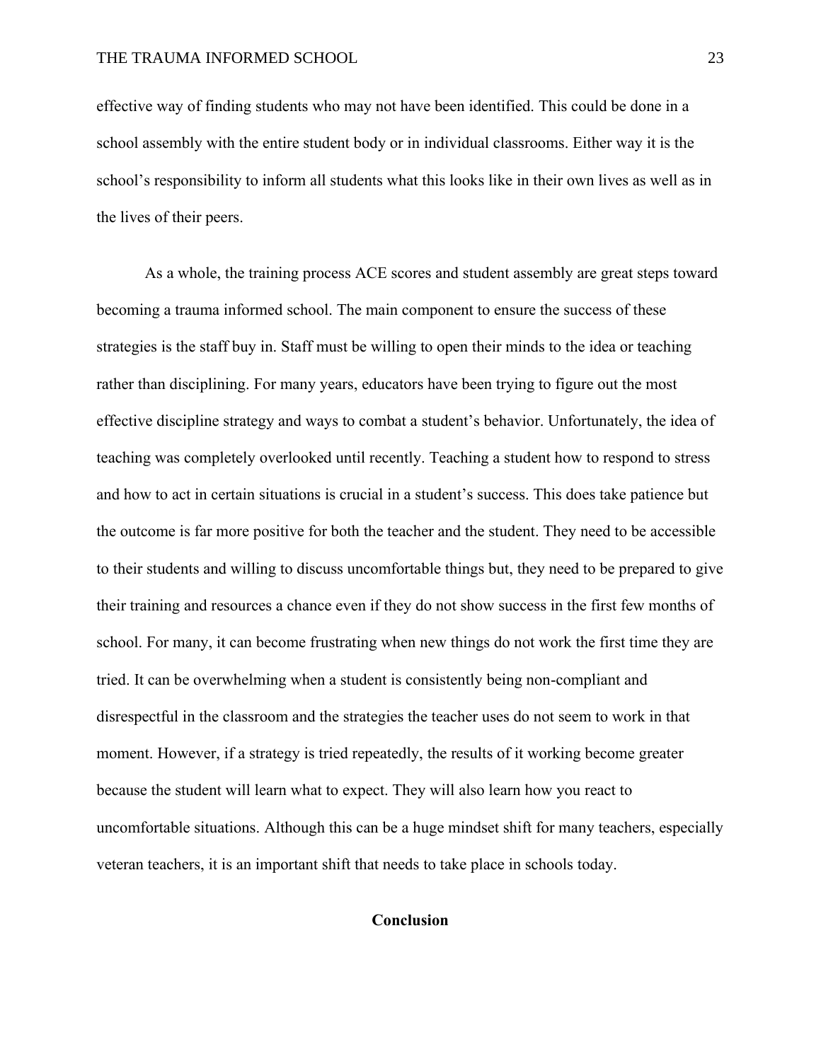effective way of finding students who may not have been identified. This could be done in a school assembly with the entire student body or in individual classrooms. Either way it is the school's responsibility to inform all students what this looks like in their own lives as well as in the lives of their peers.

As a whole, the training process ACE scores and student assembly are great steps toward becoming a trauma informed school. The main component to ensure the success of these strategies is the staff buy in. Staff must be willing to open their minds to the idea or teaching rather than disciplining. For many years, educators have been trying to figure out the most effective discipline strategy and ways to combat a student's behavior. Unfortunately, the idea of teaching was completely overlooked until recently. Teaching a student how to respond to stress and how to act in certain situations is crucial in a student's success. This does take patience but the outcome is far more positive for both the teacher and the student. They need to be accessible to their students and willing to discuss uncomfortable things but, they need to be prepared to give their training and resources a chance even if they do not show success in the first few months of school. For many, it can become frustrating when new things do not work the first time they are tried. It can be overwhelming when a student is consistently being non-compliant and disrespectful in the classroom and the strategies the teacher uses do not seem to work in that moment. However, if a strategy is tried repeatedly, the results of it working become greater because the student will learn what to expect. They will also learn how you react to uncomfortable situations. Although this can be a huge mindset shift for many teachers, especially veteran teachers, it is an important shift that needs to take place in schools today.

## Conclusion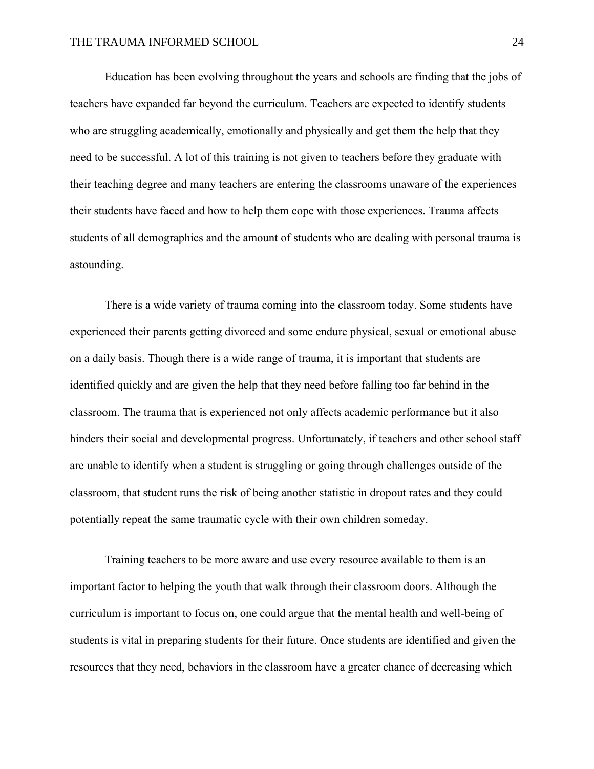Education has been evolving throughout the years and schools are finding that the jobs of teachers have expanded far beyond the curriculum. Teachers are expected to identify students who are struggling academically, emotionally and physically and get them the help that they need to be successful. A lot of this training is not given to teachers before they graduate with their teaching degree and many teachers are entering the classrooms unaware of the experiences their students have faced and how to help them cope with those experiences. Trauma affects students of all demographics and the amount of students who are dealing with personal trauma is astounding.

There is a wide variety of trauma coming into the classroom today. Some students have experienced their parents getting divorced and some endure physical, sexual or emotional abuse on a daily basis. Though there is a wide range of trauma, it is important that students are identified quickly and are given the help that they need before falling too far behind in the classroom. The trauma that is experienced not only affects academic performance but it also hinders their social and developmental progress. Unfortunately, if teachers and other school staff are unable to identify when a student is struggling or going through challenges outside of the classroom, that student runs the risk of being another statistic in dropout rates and they could potentially repeat the same traumatic cycle with their own children someday.

Training teachers to be more aware and use every resource available to them is an important factor to helping the youth that walk through their classroom doors. Although the curriculum is important to focus on, one could argue that the mental health and well-being of students is vital in preparing students for their future. Once students are identified and given the resources that they need, behaviors in the classroom have a greater chance of decreasing which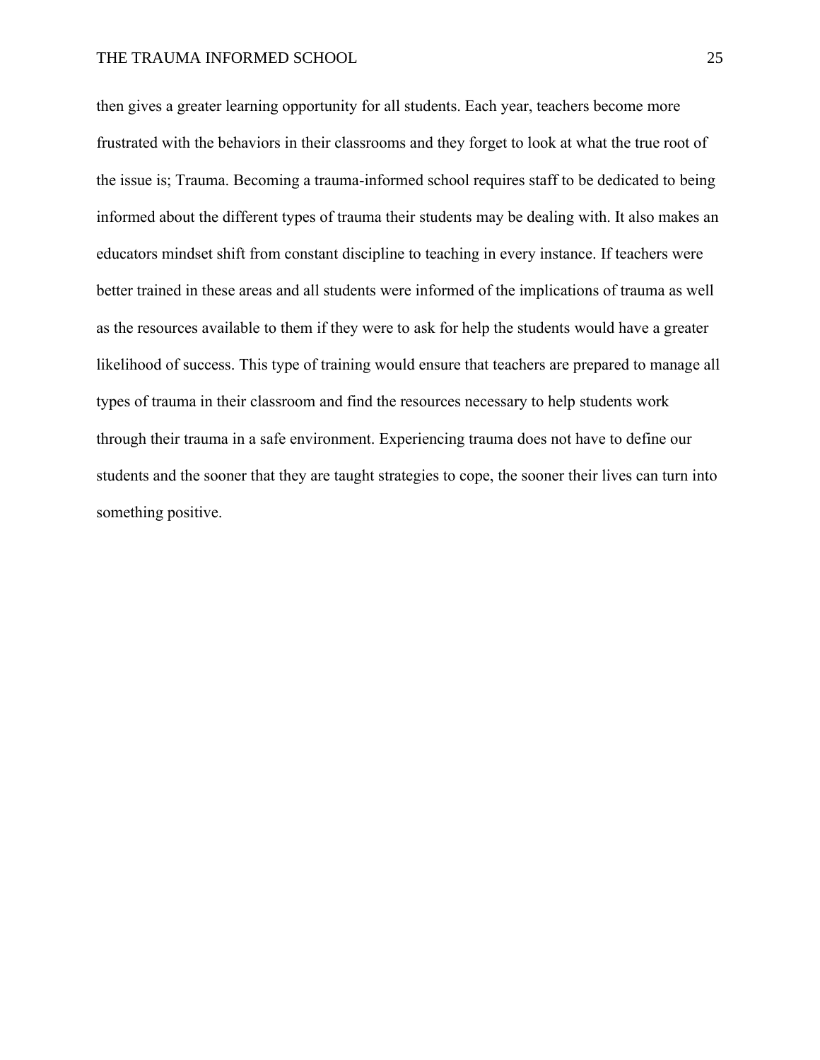then gives a greater learning opportunity for all students. Each year, teachers become more frustrated with the behaviors in their classrooms and they forget to look at what the true root of the issue is; Trauma. Becoming a trauma-informed school requires staff to be dedicated to being informed about the different types of trauma their students may be dealing with. It also makes an educators mindset shift from constant discipline to teaching in every instance. If teachers were better trained in these areas and all students were informed of the implications of trauma as well as the resources available to them if they were to ask for help the students would have a greater likelihood of success. This type of training would ensure that teachers are prepared to manage all types of trauma in their classroom and find the resources necessary to help students work through their trauma in a safe environment. Experiencing trauma does not have to define our students and the sooner that they are taught strategies to cope, the sooner their lives can turn into something positive.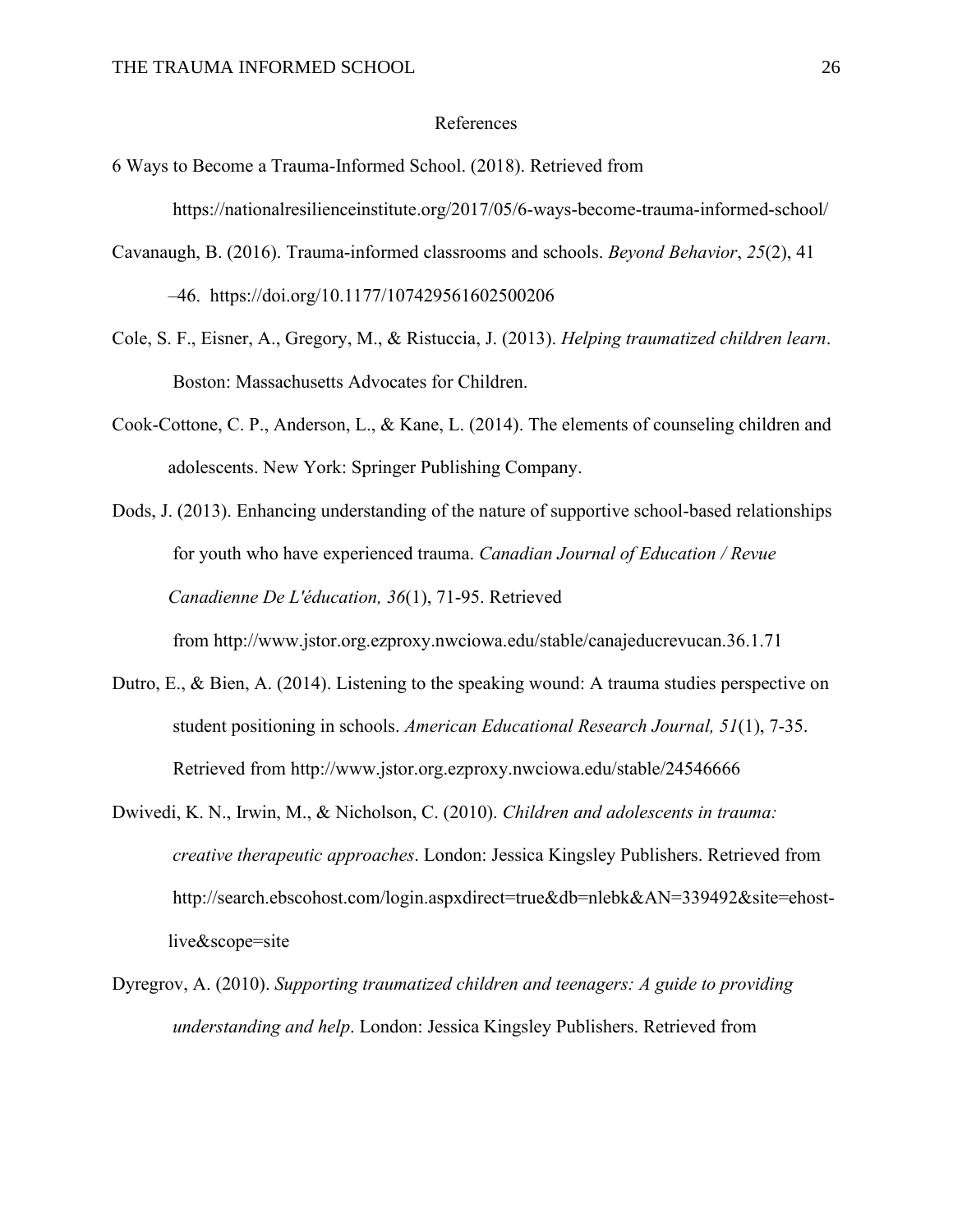# References

6 Ways to Become a Trauma-Informed School. (2018). Retrieved from https://nationalresilienceinstitute.org/2017/05/6-ways-become-trauma-informed-school/

Cavanaugh, B. (2016). Trauma-informed classrooms and schools. *Beyond Behavior*, *25*(2), 41 –46. https://doi.org/10.1177/107429561602500206

Cole, S. F., Eisner, A., Gregory, M., & Ristuccia, J. (2013). *Helping traumatized children learn*. Boston: Massachusetts Advocates for Children.

Cook-Cottone, C. P., Anderson, L., & Kane, L. (2014). The elements of counseling children and adolescents. New York: Springer Publishing Company.

Dods, J. (2013). Enhancing understanding of the nature of supportive school-based relationships for youth who have experienced trauma. *Canadian Journal of Education / Revue Canadienne De L'éducation, 36*(1), 71-95. Retrieved from http://www.jstor.org.ezproxy.nwciowa.edu/stable/canajeducrevucan.36.1.71

Dutro, E., & Bien, A. (2014). Listening to the speaking wound: A trauma studies perspective on student positioning in schools. *American Educational Research Journal, 51*(1), 7-35. Retrieved from http://www.jstor.org.ezproxy.nwciowa.edu/stable/24546666

Dwivedi, K. N., Irwin, M., & Nicholson, C. (2010). *Children and adolescents in trauma: creative therapeutic approaches*. London: Jessica Kingsley Publishers. Retrieved from http://search.ebscohost.com/login.aspxdirect=true&db=nlebk&AN=339492&site=ehost-live&scope=site

Dyregrov, A. (2010). *Supporting traumatized children and teenagers: A guide to providing understanding and help*. London: Jessica Kingsley Publishers. Retrieved from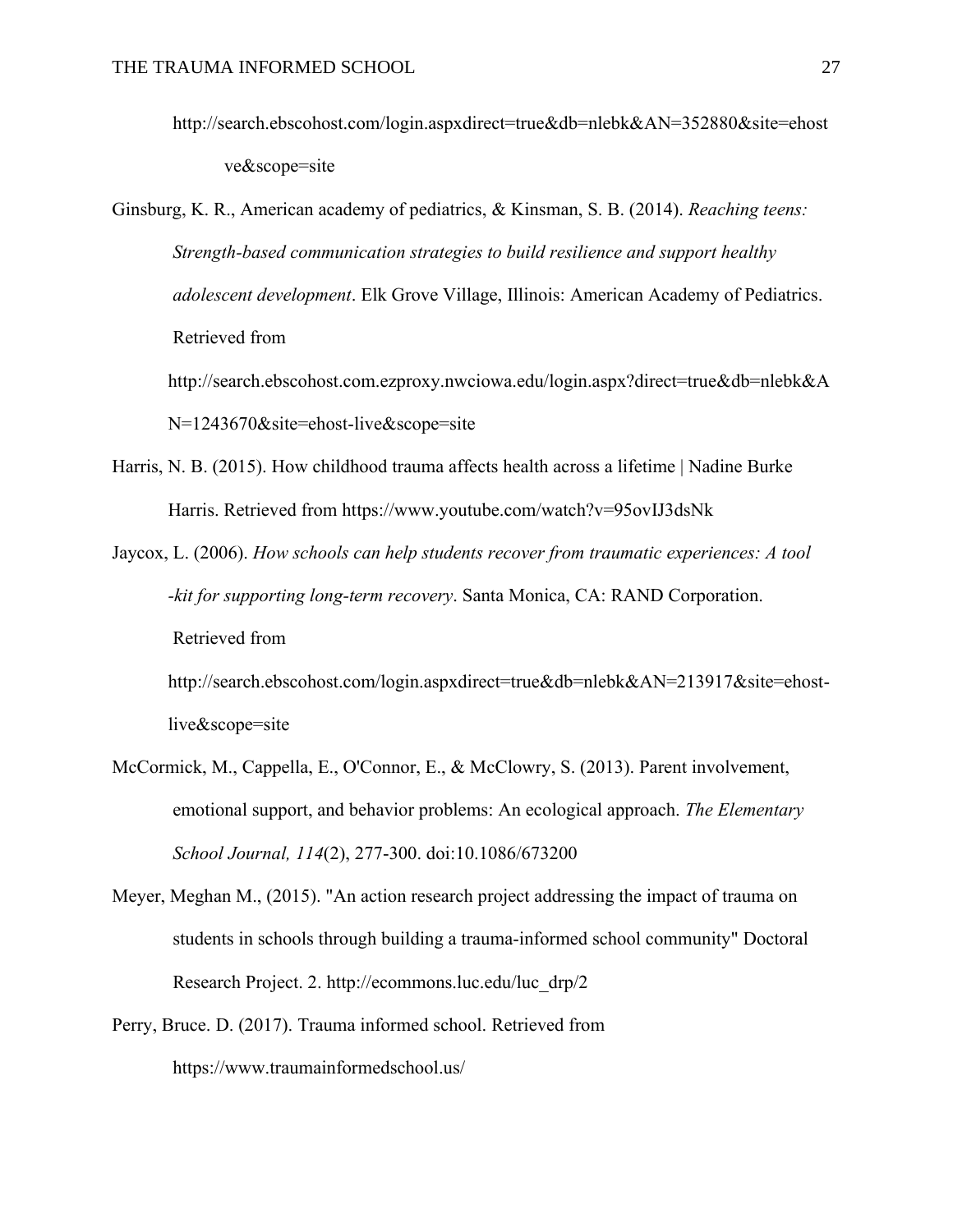http://search.ebscohost.com/login.aspxdirect=true&db=nlebk&AN=352880&site=ehostve&scope=site

Ginsburg, K. R., American academy of pediatrics, & Kinsman, S. B. (2014). *Reaching teens: Strength-based communication strategies to build resilience and support healthy adolescent development*. Elk Grove Village, Illinois: American Academy of Pediatrics. Retrieved from http://search.ebscohost.com.ezproxy.nwciowa.edu/login.aspx?direct=true&db=nlebk&AN=1243670&site=ehost-live&scope=site

Harris, N. B. (2015). How childhood trauma affects health across a lifetime | Nadine Burke Harris. Retrieved from https://www.youtube.com/watch?v=95ovIJ3dsNk

Jaycox, L. (2006). *How schools can help students recover from traumatic experiences: A tool -kit for supporting long-term recovery*. Santa Monica, CA: RAND Corporation. Retrieved from http://search.ebscohost.com/login.aspxdirect=true&db=nlebk&AN=213917&site=ehost-live&scope=site

McCormick, M., Cappella, E., O'Connor, E., & McClowry, S. (2013). Parent involvement, emotional support, and behavior problems: An ecological approach. *The Elementary School Journal, 114*(2), 277-300. doi:10.1086/673200

Meyer, Meghan M., (2015). "An action research project addressing the impact of trauma on students in schools through building a trauma-informed school community" Doctoral Research Project. 2. http://ecommons.luc.edu/luc_drp/2

Perry, Bruce. D. (2017). Trauma informed school. Retrieved from https://www.traumainformedschool.us/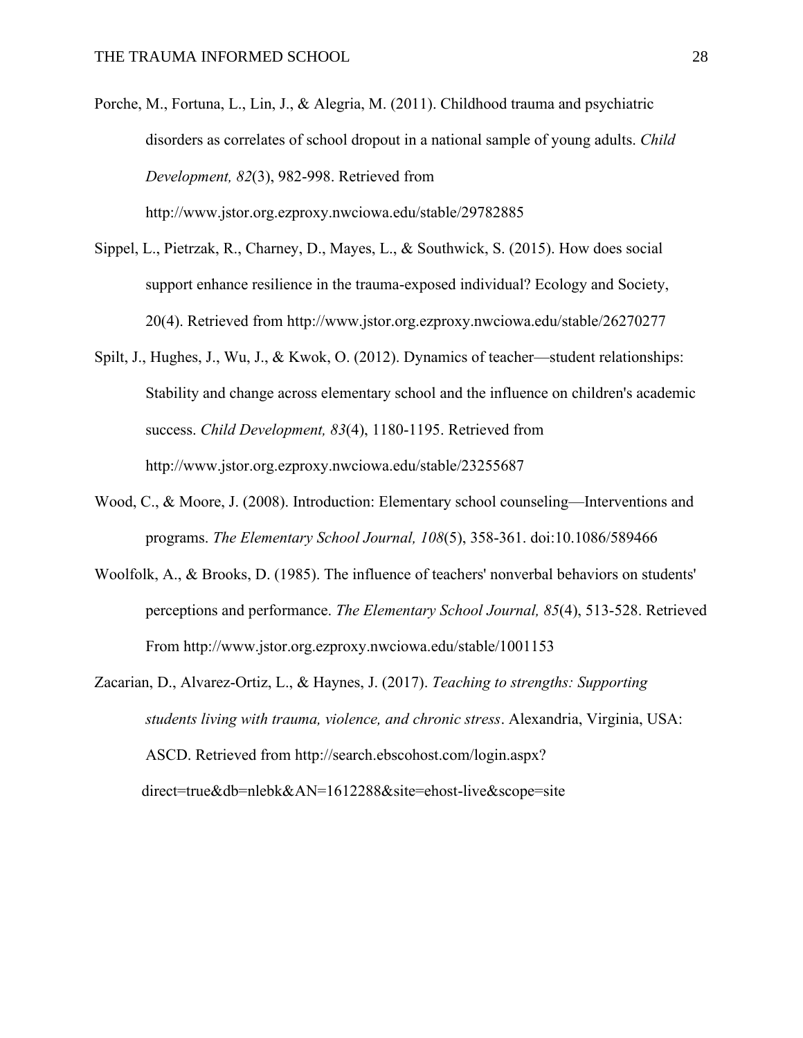Porche, M., Fortuna, L., Lin, J., & Alegria, M. (2011). Childhood trauma and psychiatric disorders as correlates of school dropout in a national sample of young adults. *Child Development, 82*(3), 982-998. Retrieved from http://www.jstor.org.ezproxy.nwciowa.edu/stable/29782885

Sippel, L., Pietrzak, R., Charney, D., Mayes, L., & Southwick, S. (2015). How does social support enhance resilience in the trauma-exposed individual? Ecology and Society, 20(4). Retrieved from http://www.jstor.org.ezproxy.nwciowa.edu/stable/26270277

Spilt, J., Hughes, J., Wu, J., & Kwok, O. (2012). Dynamics of teacher—student relationships: Stability and change across elementary school and the influence on children's academic success. *Child Development, 83*(4), 1180-1195. Retrieved from http://www.jstor.org.ezproxy.nwciowa.edu/stable/23255687

Wood, C., & Moore, J. (2008). Introduction: Elementary school counseling—Interventions and programs. *The Elementary School Journal, 108*(5), 358-361. doi:10.1086/589466

Woolfolk, A., & Brooks, D. (1985). The influence of teachers' nonverbal behaviors on students' perceptions and performance. *The Elementary School Journal, 85*(4), 513-528. Retrieved From http://www.jstor.org.ezproxy.nwciowa.edu/stable/1001153

Zacarian, D., Alvarez-Ortiz, L., & Haynes, J. (2017). *Teaching to strengths: Supporting students living with trauma, violence, and chronic stress*. Alexandria, Virginia, USA: ASCD. Retrieved from http://search.ebscohost.com/login.aspx?direct=true&db=nlebk&AN=1612288&site=ehost-live&scope=site